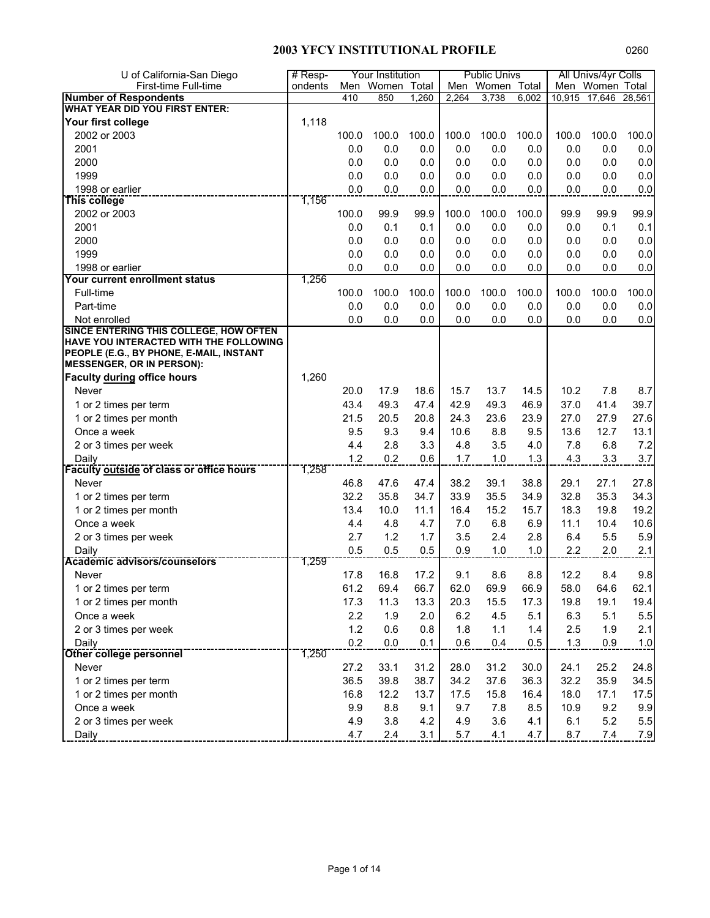# 2003 YFCY INSTITUTIONAL PROFILE

0260

| U of California-San Diego First-time Full-time | # Resp-ondents | Your Institution | | | Public Univs | | | All Univs/4yr Colls | | |
|---|---|---|---|---|---|---|---|---|---|---|
| | | Men | Women | Total | Men | Women | Total | Men | Women | Total |
| **Number of Respondents** | | 410 | 850 | 1,260 | 2,264 | 3,738 | 6,002 | 10,915 | 17,646 | 28,561 |
| **WHAT YEAR DID YOU FIRST ENTER:** | | | | | | | | | | |
| **Your first college** | 1,118 | | | | | | | | | |
| 2002 or 2003 | | 100.0 | 100.0 | 100.0 | 100.0 | 100.0 | 100.0 | 100.0 | 100.0 | 100.0 |
| 2001 | | 0.0 | 0.0 | 0.0 | 0.0 | 0.0 | 0.0 | 0.0 | 0.0 | 0.0 |
| 2000 | | 0.0 | 0.0 | 0.0 | 0.0 | 0.0 | 0.0 | 0.0 | 0.0 | 0.0 |
| 1999 | | 0.0 | 0.0 | 0.0 | 0.0 | 0.0 | 0.0 | 0.0 | 0.0 | 0.0 |
| 1998 or earlier | | 0.0 | 0.0 | 0.0 | 0.0 | 0.0 | 0.0 | 0.0 | 0.0 | 0.0 |
| **This college** | 1,156 | | | | | | | | | |
| 2002 or 2003 | | 100.0 | 99.9 | 99.9 | 100.0 | 100.0 | 100.0 | 99.9 | 99.9 | 99.9 |
| 2001 | | 0.0 | 0.1 | 0.1 | 0.0 | 0.0 | 0.0 | 0.0 | 0.1 | 0.1 |
| 2000 | | 0.0 | 0.0 | 0.0 | 0.0 | 0.0 | 0.0 | 0.0 | 0.0 | 0.0 |
| 1999 | | 0.0 | 0.0 | 0.0 | 0.0 | 0.0 | 0.0 | 0.0 | 0.0 | 0.0 |
| 1998 or earlier | | 0.0 | 0.0 | 0.0 | 0.0 | 0.0 | 0.0 | 0.0 | 0.0 | 0.0 |
| **Your current enrollment status** | 1,256 | | | | | | | | | |
| Full-time | | 100.0 | 100.0 | 100.0 | 100.0 | 100.0 | 100.0 | 100.0 | 100.0 | 100.0 |
| Part-time | | 0.0 | 0.0 | 0.0 | 0.0 | 0.0 | 0.0 | 0.0 | 0.0 | 0.0 |
| Not enrolled | | 0.0 | 0.0 | 0.0 | 0.0 | 0.0 | 0.0 | 0.0 | 0.0 | 0.0 |
| **SINCE ENTERING THIS COLLEGE, HOW OFTEN HAVE YOU INTERACTED WITH THE FOLLOWING PEOPLE (E.G., BY PHONE, E-MAIL, INSTANT MESSENGER, OR IN PERSON):** | | | | | | | | | | |
| **Faculty during office hours** | 1,260 | | | | | | | | | |
| Never | | 20.0 | 17.9 | 18.6 | 15.7 | 13.7 | 14.5 | 10.2 | 7.8 | 8.7 |
| 1 or 2 times per term | | 43.4 | 49.3 | 47.4 | 42.9 | 49.3 | 46.9 | 37.0 | 41.4 | 39.7 |
| 1 or 2 times per month | | 21.5 | 20.5 | 20.8 | 24.3 | 23.6 | 23.9 | 27.0 | 27.9 | 27.6 |
| Once a week | | 9.5 | 9.3 | 9.4 | 10.6 | 8.8 | 9.5 | 13.6 | 12.7 | 13.1 |
| 2 or 3 times per week | | 4.4 | 2.8 | 3.3 | 4.8 | 3.5 | 4.0 | 7.8 | 6.8 | 7.2 |
| Daily | | 1.2 | 0.2 | 0.6 | 1.7 | 1.0 | 1.3 | 4.3 | 3.3 | 3.7 |
| **Faculty outside of class or office hours** | 1,258 | | | | | | | | | |
| Never | | 46.8 | 47.6 | 47.4 | 38.2 | 39.1 | 38.8 | 29.1 | 27.1 | 27.8 |
| 1 or 2 times per term | | 32.2 | 35.8 | 34.7 | 33.9 | 35.5 | 34.9 | 32.8 | 35.3 | 34.3 |
| 1 or 2 times per month | | 13.4 | 10.0 | 11.1 | 16.4 | 15.2 | 15.7 | 18.3 | 19.8 | 19.2 |
| Once a week | | 4.4 | 4.8 | 4.7 | 7.0 | 6.8 | 6.9 | 11.1 | 10.4 | 10.6 |
| 2 or 3 times per week | | 2.7 | 1.2 | 1.7 | 3.5 | 2.4 | 2.8 | 6.4 | 5.5 | 5.9 |
| Daily | | 0.5 | 0.5 | 0.5 | 0.9 | 1.0 | 1.0 | 2.2 | 2.0 | 2.1 |
| **Academic advisors/counselors** | 1,259 | | | | | | | | | |
| Never | | 17.8 | 16.8 | 17.2 | 9.1 | 8.6 | 8.8 | 12.2 | 8.4 | 9.8 |
| 1 or 2 times per term | | 61.2 | 69.4 | 66.7 | 62.0 | 69.9 | 66.9 | 58.0 | 64.6 | 62.1 |
| 1 or 2 times per month | | 17.3 | 11.3 | 13.3 | 20.3 | 15.5 | 17.3 | 19.8 | 19.1 | 19.4 |
| Once a week | | 2.2 | 1.9 | 2.0 | 6.2 | 4.5 | 5.1 | 6.3 | 5.1 | 5.5 |
| 2 or 3 times per week | | 1.2 | 0.6 | 0.8 | 1.8 | 1.1 | 1.4 | 2.5 | 1.9 | 2.1 |
| Daily | | 0.2 | 0.0 | 0.1 | 0.6 | 0.4 | 0.5 | 1.3 | 0.9 | 1.0 |
| **Other college personnel** | 1,250 | | | | | | | | | |
| Never | | 27.2 | 33.1 | 31.2 | 28.0 | 31.2 | 30.0 | 24.1 | 25.2 | 24.8 |
| 1 or 2 times per term | | 36.5 | 39.8 | 38.7 | 34.2 | 37.6 | 36.3 | 32.2 | 35.9 | 34.5 |
| 1 or 2 times per month | | 16.8 | 12.2 | 13.7 | 17.5 | 15.8 | 16.4 | 18.0 | 17.1 | 17.5 |
| Once a week | | 9.9 | 8.8 | 9.1 | 9.7 | 7.8 | 8.5 | 10.9 | 9.2 | 9.9 |
| 2 or 3 times per week | | 4.9 | 3.8 | 4.2 | 4.9 | 3.6 | 4.1 | 6.1 | 5.2 | 5.5 |
| Daily | | 4.7 | 2.4 | 3.1 | 5.7 | 4.1 | 4.7 | 8.7 | 7.4 | 7.9 |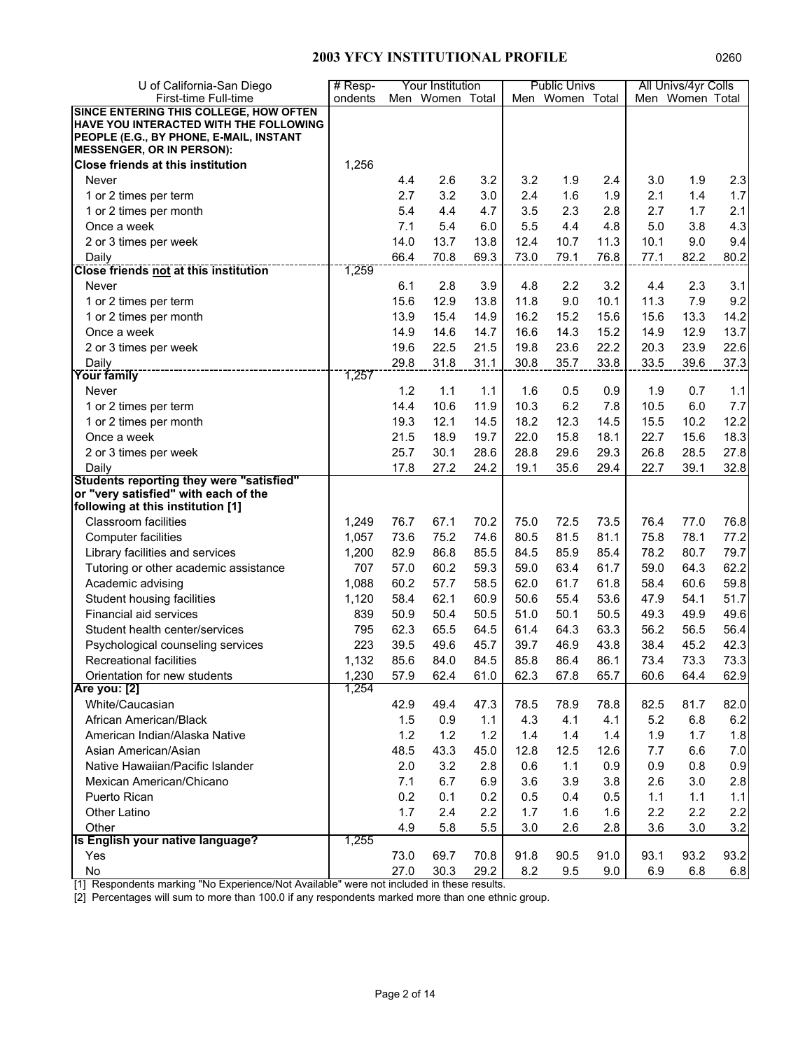## 2003 YFCY INSTITUTIONAL PROFILE

0260

| U of California-San Diego First-time Full-time | # Respondents | Your Institution | | | Public Univs | | | All Univs/4yr Colls | | |
|---|---|---|---|---|---|---|---|---|---|---|
| | | Men | Women | Total | Men | Women | Total | Men | Women | Total |
| **SINCE ENTERING THIS COLLEGE, HOW OFTEN HAVE YOU INTERACTED WITH THE FOLLOWING PEOPLE (E.G., BY PHONE, E-MAIL, INSTANT MESSENGER, OR IN PERSON):** | | | | | | | | | | |
| **Close friends at this institution** | 1,256 | | | | | | | | | |
| Never | | 4.4 | 2.6 | 3.2 | 3.2 | 1.9 | 2.4 | 3.0 | 1.9 | 2.3 |
| 1 or 2 times per term | | 2.7 | 3.2 | 3.0 | 2.4 | 1.6 | 1.9 | 2.1 | 1.4 | 1.7 |
| 1 or 2 times per month | | 5.4 | 4.4 | 4.7 | 3.5 | 2.3 | 2.8 | 2.7 | 1.7 | 2.1 |
| Once a week | | 7.1 | 5.4 | 6.0 | 5.5 | 4.4 | 4.8 | 5.0 | 3.8 | 4.3 |
| 2 or 3 times per week | | 14.0 | 13.7 | 13.8 | 12.4 | 10.7 | 11.3 | 10.1 | 9.0 | 9.4 |
| Daily | | 66.4 | 70.8 | 69.3 | 73.0 | 79.1 | 76.8 | 77.1 | 82.2 | 80.2 |
| **Close friends not at this institution** | 1,259 | | | | | | | | | |
| Never | | 6.1 | 2.8 | 3.9 | 4.8 | 2.2 | 3.2 | 4.4 | 2.3 | 3.1 |
| 1 or 2 times per term | | 15.6 | 12.9 | 13.8 | 11.8 | 9.0 | 10.1 | 11.3 | 7.9 | 9.2 |
| 1 or 2 times per month | | 13.9 | 15.4 | 14.9 | 16.2 | 15.2 | 15.6 | 15.6 | 13.3 | 14.2 |
| Once a week | | 14.9 | 14.6 | 14.7 | 16.6 | 14.3 | 15.2 | 14.9 | 12.9 | 13.7 |
| 2 or 3 times per week | | 19.6 | 22.5 | 21.5 | 19.8 | 23.6 | 22.2 | 20.3 | 23.9 | 22.6 |
| Daily | | 29.8 | 31.8 | 31.1 | 30.8 | 35.7 | 33.8 | 33.5 | 39.6 | 37.3 |
| **Your family** | 1,257 | | | | | | | | | |
| Never | | 1.2 | 1.1 | 1.1 | 1.6 | 0.5 | 0.9 | 1.9 | 0.7 | 1.1 |
| 1 or 2 times per term | | 14.4 | 10.6 | 11.9 | 10.3 | 6.2 | 7.8 | 10.5 | 6.0 | 7.7 |
| 1 or 2 times per month | | 19.3 | 12.1 | 14.5 | 18.2 | 12.3 | 14.5 | 15.5 | 10.2 | 12.2 |
| Once a week | | 21.5 | 18.9 | 19.7 | 22.0 | 15.8 | 18.1 | 22.7 | 15.6 | 18.3 |
| 2 or 3 times per week | | 25.7 | 30.1 | 28.6 | 28.8 | 29.6 | 29.3 | 26.8 | 28.5 | 27.8 |
| Daily | | 17.8 | 27.2 | 24.2 | 19.1 | 35.6 | 29.4 | 22.7 | 39.1 | 32.8 |
| **Students reporting they were "satisfied" or "very satisfied" with each of the following at this institution [1]** | | | | | | | | | | |
| Classroom facilities | 1,249 | 76.7 | 67.1 | 70.2 | 75.0 | 72.5 | 73.5 | 76.4 | 77.0 | 76.8 |
| Computer facilities | 1,057 | 73.6 | 75.2 | 74.6 | 80.5 | 81.5 | 81.1 | 75.8 | 78.1 | 77.2 |
| Library facilities and services | 1,200 | 82.9 | 86.8 | 85.5 | 84.5 | 85.9 | 85.4 | 78.2 | 80.7 | 79.7 |
| Tutoring or other academic assistance | 707 | 57.0 | 60.2 | 59.3 | 59.0 | 63.4 | 61.7 | 59.0 | 64.3 | 62.2 |
| Academic advising | 1,088 | 60.2 | 57.7 | 58.5 | 62.0 | 61.7 | 61.8 | 58.4 | 60.6 | 59.8 |
| Student housing facilities | 1,120 | 58.4 | 62.1 | 60.9 | 50.6 | 55.4 | 53.6 | 47.9 | 54.1 | 51.7 |
| Financial aid services | 839 | 50.9 | 50.4 | 50.5 | 51.0 | 50.1 | 50.5 | 49.3 | 49.9 | 49.6 |
| Student health center/services | 795 | 62.3 | 65.5 | 64.5 | 61.4 | 64.3 | 63.3 | 56.2 | 56.5 | 56.4 |
| Psychological counseling services | 223 | 39.5 | 49.6 | 45.7 | 39.7 | 46.9 | 43.8 | 38.4 | 45.2 | 42.3 |
| Recreational facilities | 1,132 | 85.6 | 84.0 | 84.5 | 85.8 | 86.4 | 86.1 | 73.4 | 73.3 | 73.3 |
| Orientation for new students | 1,230 | 57.9 | 62.4 | 61.0 | 62.3 | 67.8 | 65.7 | 60.6 | 64.4 | 62.9 |
| **Are you: [2]** | 1,254 | | | | | | | | | |
| White/Caucasian | | 42.9 | 49.4 | 47.3 | 78.5 | 78.9 | 78.8 | 82.5 | 81.7 | 82.0 |
| African American/Black | | 1.5 | 0.9 | 1.1 | 4.3 | 4.1 | 4.1 | 5.2 | 6.8 | 6.2 |
| American Indian/Alaska Native | | 1.2 | 1.2 | 1.2 | 1.4 | 1.4 | 1.4 | 1.9 | 1.7 | 1.8 |
| Asian American/Asian | | 48.5 | 43.3 | 45.0 | 12.8 | 12.5 | 12.6 | 7.7 | 6.6 | 7.0 |
| Native Hawaiian/Pacific Islander | | 2.0 | 3.2 | 2.8 | 0.6 | 1.1 | 0.9 | 0.9 | 0.8 | 0.9 |
| Mexican American/Chicano | | 7.1 | 6.7 | 6.9 | 3.6 | 3.9 | 3.8 | 2.6 | 3.0 | 2.8 |
| Puerto Rican | | 0.2 | 0.1 | 0.2 | 0.5 | 0.4 | 0.5 | 1.1 | 1.1 | 1.1 |
| Other Latino | | 1.7 | 2.4 | 2.2 | 1.7 | 1.6 | 1.6 | 2.2 | 2.2 | 2.2 |
| Other | | 4.9 | 5.8 | 5.5 | 3.0 | 2.6 | 2.8 | 3.6 | 3.0 | 3.2 |
| **Is English your native language?** | 1,255 | | | | | | | | | |
| Yes | | 73.0 | 69.7 | 70.8 | 91.8 | 90.5 | 91.0 | 93.1 | 93.2 | 93.2 |
| No | | 27.0 | 30.3 | 29.2 | 8.2 | 9.5 | 9.0 | 6.9 | 6.8 | 6.8 |

[1] Respondents marking "No Experience/Not Available" were not included in these results.

[2] Percentages will sum to more than 100.0 if any respondents marked more than one ethnic group.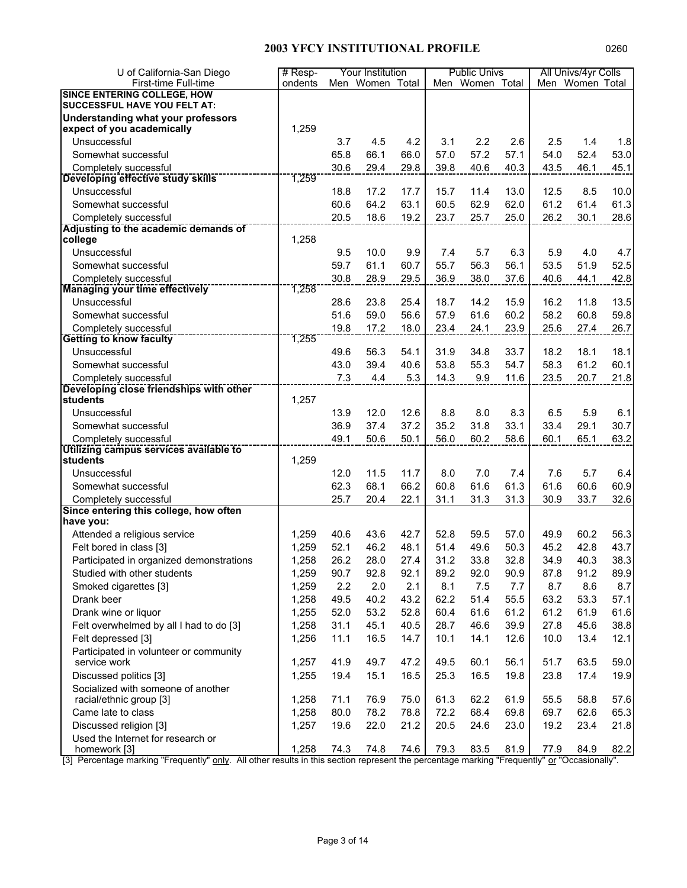## 2003 YFCY INSTITUTIONAL PROFILE

| U of California-San Diego<br>First-time Full-time | # Respondents | Your Institution Men | Your Institution Women | Your Institution Total | Public Univs Men | Public Univs Women | Public Univs Total | All Univs/4yr Colls Men | All Univs/4yr Colls Women | All Univs/4yr Colls Total |
|---|---|---|---|---|---|---|---|---|---|---|
| **SINCE ENTERING COLLEGE, HOW SUCCESSFUL HAVE YOU FELT AT:** | | | | | | | | | | |
| **Understanding what your professors expect of you academically** | 1,259 | | | | | | | | | |
| Unsuccessful | | 3.7 | 4.5 | 4.2 | 3.1 | 2.2 | 2.6 | 2.5 | 1.4 | 1.8 |
| Somewhat successful | | 65.8 | 66.1 | 66.0 | 57.0 | 57.2 | 57.1 | 54.0 | 52.4 | 53.0 |
| Completely successful | | 30.6 | 29.4 | 29.8 | 39.8 | 40.6 | 40.3 | 43.5 | 46.1 | 45.1 |
| **Developing effective study skills** | 1,259 | | | | | | | | | |
| Unsuccessful | | 18.8 | 17.2 | 17.7 | 15.7 | 11.4 | 13.0 | 12.5 | 8.5 | 10.0 |
| Somewhat successful | | 60.6 | 64.2 | 63.1 | 60.5 | 62.9 | 62.0 | 61.2 | 61.4 | 61.3 |
| Completely successful | | 20.5 | 18.6 | 19.2 | 23.7 | 25.7 | 25.0 | 26.2 | 30.1 | 28.6 |
| **Adjusting to the academic demands of college** | 1,258 | | | | | | | | | |
| Unsuccessful | | 9.5 | 10.0 | 9.9 | 7.4 | 5.7 | 6.3 | 5.9 | 4.0 | 4.7 |
| Somewhat successful | | 59.7 | 61.1 | 60.7 | 55.7 | 56.3 | 56.1 | 53.5 | 51.9 | 52.5 |
| Completely successful | | 30.8 | 28.9 | 29.5 | 36.9 | 38.0 | 37.6 | 40.6 | 44.1 | 42.8 |
| **Managing your time effectively** | 1,258 | | | | | | | | | |
| Unsuccessful | | 28.6 | 23.8 | 25.4 | 18.7 | 14.2 | 15.9 | 16.2 | 11.8 | 13.5 |
| Somewhat successful | | 51.6 | 59.0 | 56.6 | 57.9 | 61.6 | 60.2 | 58.2 | 60.8 | 59.8 |
| Completely successful | | 19.8 | 17.2 | 18.0 | 23.4 | 24.1 | 23.9 | 25.6 | 27.4 | 26.7 |
| **Getting to know faculty** | 1,255 | | | | | | | | | |
| Unsuccessful | | 49.6 | 56.3 | 54.1 | 31.9 | 34.8 | 33.7 | 18.2 | 18.1 | 18.1 |
| Somewhat successful | | 43.0 | 39.4 | 40.6 | 53.8 | 55.3 | 54.7 | 58.3 | 61.2 | 60.1 |
| Completely successful | | 7.3 | 4.4 | 5.3 | 14.3 | 9.9 | 11.6 | 23.5 | 20.7 | 21.8 |
| **Developing close friendships with other students** | 1,257 | | | | | | | | | |
| Unsuccessful | | 13.9 | 12.0 | 12.6 | 8.8 | 8.0 | 8.3 | 6.5 | 5.9 | 6.1 |
| Somewhat successful | | 36.9 | 37.4 | 37.2 | 35.2 | 31.8 | 33.1 | 33.4 | 29.1 | 30.7 |
| Completely successful | | 49.1 | 50.6 | 50.1 | 56.0 | 60.2 | 58.6 | 60.1 | 65.1 | 63.2 |
| **Utilizing campus services available to students** | 1,259 | | | | | | | | | |
| Unsuccessful | | 12.0 | 11.5 | 11.7 | 8.0 | 7.0 | 7.4 | 7.6 | 5.7 | 6.4 |
| Somewhat successful | | 62.3 | 68.1 | 66.2 | 60.8 | 61.6 | 61.3 | 61.6 | 60.6 | 60.9 |
| Completely successful | | 25.7 | 20.4 | 22.1 | 31.1 | 31.3 | 31.3 | 30.9 | 33.7 | 32.6 |
| **Since entering this college, how often have you:** | | | | | | | | | | |
| Attended a religious service | 1,259 | 40.6 | 43.6 | 42.7 | 52.8 | 59.5 | 57.0 | 49.9 | 60.2 | 56.3 |
| Felt bored in class [3] | 1,259 | 52.1 | 46.2 | 48.1 | 51.4 | 49.6 | 50.3 | 45.2 | 42.8 | 43.7 |
| Participated in organized demonstrations | 1,258 | 26.2 | 28.0 | 27.4 | 31.2 | 33.8 | 32.8 | 34.9 | 40.3 | 38.3 |
| Studied with other students | 1,259 | 90.7 | 92.8 | 92.1 | 89.2 | 92.0 | 90.9 | 87.8 | 91.2 | 89.9 |
| Smoked cigarettes [3] | 1,259 | 2.2 | 2.0 | 2.1 | 8.1 | 7.5 | 7.7 | 8.7 | 8.6 | 8.7 |
| Drank beer | 1,258 | 49.5 | 40.2 | 43.2 | 62.2 | 51.4 | 55.5 | 63.2 | 53.3 | 57.1 |
| Drank wine or liquor | 1,255 | 52.0 | 53.2 | 52.8 | 60.4 | 61.6 | 61.2 | 61.2 | 61.9 | 61.6 |
| Felt overwhelmed by all I had to do [3] | 1,258 | 31.1 | 45.1 | 40.5 | 28.7 | 46.6 | 39.9 | 27.8 | 45.6 | 38.8 |
| Felt depressed [3] | 1,256 | 11.1 | 16.5 | 14.7 | 10.1 | 14.1 | 12.6 | 10.0 | 13.4 | 12.1 |
| Participated in volunteer or community service work | 1,257 | 41.9 | 49.7 | 47.2 | 49.5 | 60.1 | 56.1 | 51.7 | 63.5 | 59.0 |
| Discussed politics [3] | 1,255 | 19.4 | 15.1 | 16.5 | 25.3 | 16.5 | 19.8 | 23.8 | 17.4 | 19.9 |
| Socialized with someone of another racial/ethnic group [3] | 1,258 | 71.1 | 76.9 | 75.0 | 61.3 | 62.2 | 61.9 | 55.5 | 58.8 | 57.6 |
| Came late to class | 1,258 | 80.0 | 78.2 | 78.8 | 72.2 | 68.4 | 69.8 | 69.7 | 62.6 | 65.3 |
| Discussed religion [3] | 1,257 | 19.6 | 22.0 | 21.2 | 20.5 | 24.6 | 23.0 | 19.2 | 23.4 | 21.8 |
| Used the Internet for research or homework [3] | 1,258 | 74.3 | 74.8 | 74.6 | 79.3 | 83.5 | 81.9 | 77.9 | 84.9 | 82.2 |

[3] Percentage marking "Frequently" only. All other results in this section represent the percentage marking "Frequently" or "Occasionally".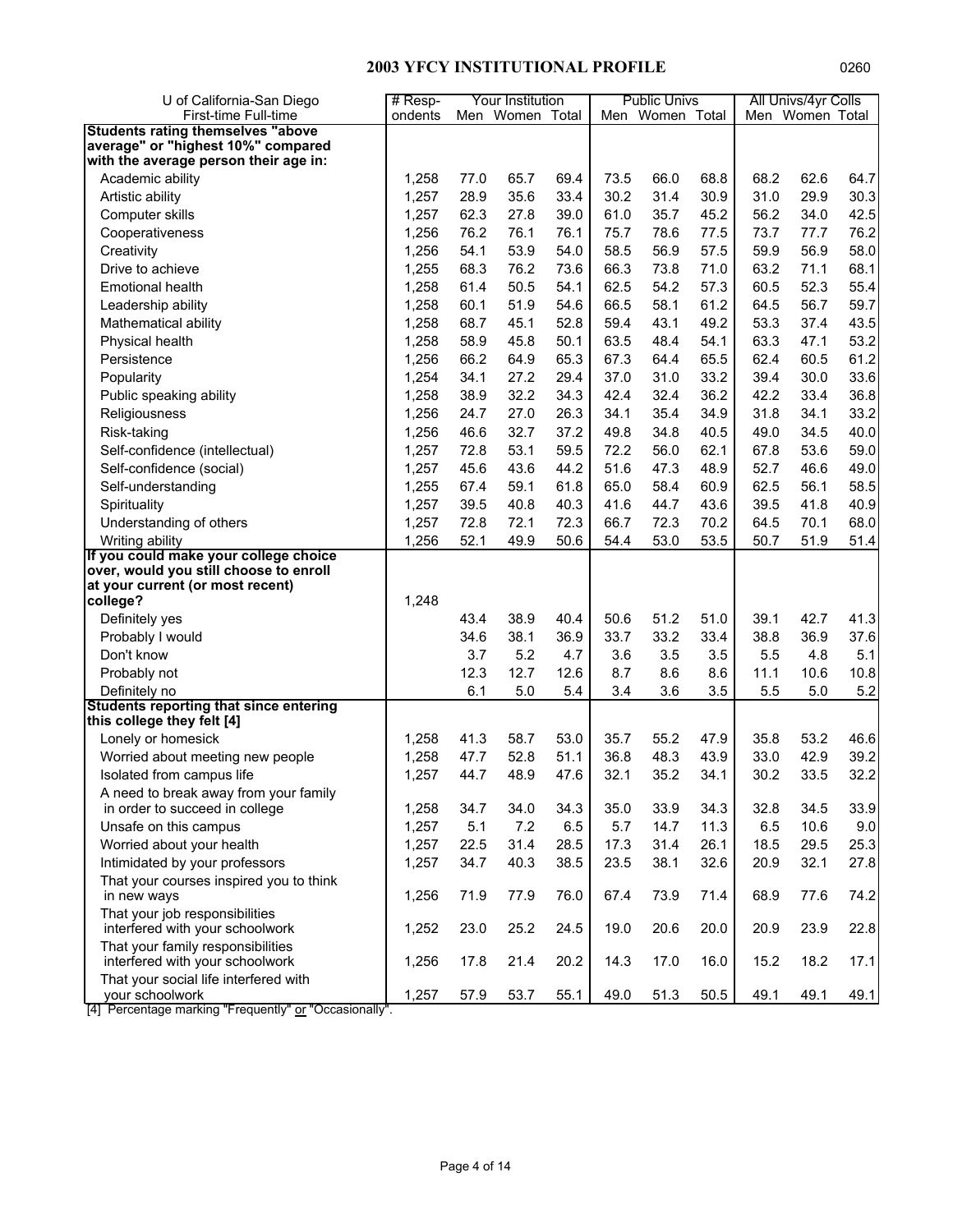## 2003 YFCY INSTITUTIONAL PROFILE

0260

| U of California-San Diego<br>First-time Full-time | # Respondents | Your Institution | | | Public Univs | | | All Univs/4yr Colls | | |
|---|---|---|---|---|---|---|---|---|---|---|
| | | Men | Women | Total | Men | Women | Total | Men | Women | Total |
| **Students rating themselves "above average" or "highest 10%" compared with the average person their age in:** | | | | | | | | | | |
| Academic ability | 1,258 | 77.0 | 65.7 | 69.4 | 73.5 | 66.0 | 68.8 | 68.2 | 62.6 | 64.7 |
| Artistic ability | 1,257 | 28.9 | 35.6 | 33.4 | 30.2 | 31.4 | 30.9 | 31.0 | 29.9 | 30.3 |
| Computer skills | 1,257 | 62.3 | 27.8 | 39.0 | 61.0 | 35.7 | 45.2 | 56.2 | 34.0 | 42.5 |
| Cooperativeness | 1,256 | 76.2 | 76.1 | 76.1 | 75.7 | 78.6 | 77.5 | 73.7 | 77.7 | 76.2 |
| Creativity | 1,256 | 54.1 | 53.9 | 54.0 | 58.5 | 56.9 | 57.5 | 59.9 | 56.9 | 58.0 |
| Drive to achieve | 1,255 | 68.3 | 76.2 | 73.6 | 66.3 | 73.8 | 71.0 | 63.2 | 71.1 | 68.1 |
| Emotional health | 1,258 | 61.4 | 50.5 | 54.1 | 62.5 | 54.2 | 57.3 | 60.5 | 52.3 | 55.4 |
| Leadership ability | 1,258 | 60.1 | 51.9 | 54.6 | 66.5 | 58.1 | 61.2 | 64.5 | 56.7 | 59.7 |
| Mathematical ability | 1,258 | 68.7 | 45.1 | 52.8 | 59.4 | 43.1 | 49.2 | 53.3 | 37.4 | 43.5 |
| Physical health | 1,258 | 58.9 | 45.8 | 50.1 | 63.5 | 48.4 | 54.1 | 63.3 | 47.1 | 53.2 |
| Persistence | 1,256 | 66.2 | 64.9 | 65.3 | 67.3 | 64.4 | 65.5 | 62.4 | 60.5 | 61.2 |
| Popularity | 1,254 | 34.1 | 27.2 | 29.4 | 37.0 | 31.0 | 33.2 | 39.4 | 30.0 | 33.6 |
| Public speaking ability | 1,258 | 38.9 | 32.2 | 34.3 | 42.4 | 32.4 | 36.2 | 42.2 | 33.4 | 36.8 |
| Religiousness | 1,256 | 24.7 | 27.0 | 26.3 | 34.1 | 35.4 | 34.9 | 31.8 | 34.1 | 33.2 |
| Risk-taking | 1,256 | 46.6 | 32.7 | 37.2 | 49.8 | 34.8 | 40.5 | 49.0 | 34.5 | 40.0 |
| Self-confidence (intellectual) | 1,257 | 72.8 | 53.1 | 59.5 | 72.2 | 56.0 | 62.1 | 67.8 | 53.6 | 59.0 |
| Self-confidence (social) | 1,257 | 45.6 | 43.6 | 44.2 | 51.6 | 47.3 | 48.9 | 52.7 | 46.6 | 49.0 |
| Self-understanding | 1,255 | 67.4 | 59.1 | 61.8 | 65.0 | 58.4 | 60.9 | 62.5 | 56.1 | 58.5 |
| Spirituality | 1,257 | 39.5 | 40.8 | 40.3 | 41.6 | 44.7 | 43.6 | 39.5 | 41.8 | 40.9 |
| Understanding of others | 1,257 | 72.8 | 72.1 | 72.3 | 66.7 | 72.3 | 70.2 | 64.5 | 70.1 | 68.0 |
| Writing ability | 1,256 | 52.1 | 49.9 | 50.6 | 54.4 | 53.0 | 53.5 | 50.7 | 51.9 | 51.4 |
| **If you could make your college choice over, would you still choose to enroll at your current (or most recent) college?** | 1,248 | | | | | | | | | |
| Definitely yes | | 43.4 | 38.9 | 40.4 | 50.6 | 51.2 | 51.0 | 39.1 | 42.7 | 41.3 |
| Probably I would | | 34.6 | 38.1 | 36.9 | 33.7 | 33.2 | 33.4 | 38.8 | 36.9 | 37.6 |
| Don't know | | 3.7 | 5.2 | 4.7 | 3.6 | 3.5 | 3.5 | 5.5 | 4.8 | 5.1 |
| Probably not | | 12.3 | 12.7 | 12.6 | 8.7 | 8.6 | 8.6 | 11.1 | 10.6 | 10.8 |
| Definitely no | | 6.1 | 5.0 | 5.4 | 3.4 | 3.6 | 3.5 | 5.5 | 5.0 | 5.2 |
| **Students reporting that since entering this college they felt [4]** | | | | | | | | | | |
| Lonely or homesick | 1,258 | 41.3 | 58.7 | 53.0 | 35.7 | 55.2 | 47.9 | 35.8 | 53.2 | 46.6 |
| Worried about meeting new people | 1,258 | 47.7 | 52.8 | 51.1 | 36.8 | 48.3 | 43.9 | 33.0 | 42.9 | 39.2 |
| Isolated from campus life | 1,257 | 44.7 | 48.9 | 47.6 | 32.1 | 35.2 | 34.1 | 30.2 | 33.5 | 32.2 |
| A need to break away from your family in order to succeed in college | 1,258 | 34.7 | 34.0 | 34.3 | 35.0 | 33.9 | 34.3 | 32.8 | 34.5 | 33.9 |
| Unsafe on this campus | 1,257 | 5.1 | 7.2 | 6.5 | 5.7 | 14.7 | 11.3 | 6.5 | 10.6 | 9.0 |
| Worried about your health | 1,257 | 22.5 | 31.4 | 28.5 | 17.3 | 31.4 | 26.1 | 18.5 | 29.5 | 25.3 |
| Intimidated by your professors | 1,257 | 34.7 | 40.3 | 38.5 | 23.5 | 38.1 | 32.6 | 20.9 | 32.1 | 27.8 |
| That your courses inspired you to think in new ways | 1,256 | 71.9 | 77.9 | 76.0 | 67.4 | 73.9 | 71.4 | 68.9 | 77.6 | 74.2 |
| That your job responsibilities interfered with your schoolwork | 1,252 | 23.0 | 25.2 | 24.5 | 19.0 | 20.6 | 20.0 | 20.9 | 23.9 | 22.8 |
| That your family responsibilities interfered with your schoolwork | 1,256 | 17.8 | 21.4 | 20.2 | 14.3 | 17.0 | 16.0 | 15.2 | 18.2 | 17.1 |
| That your social life interfered with your schoolwork | 1,257 | 57.9 | 53.7 | 55.1 | 49.0 | 51.3 | 50.5 | 49.1 | 49.1 | 49.1 |

[4] Percentage marking "Frequently" or "Occasionally".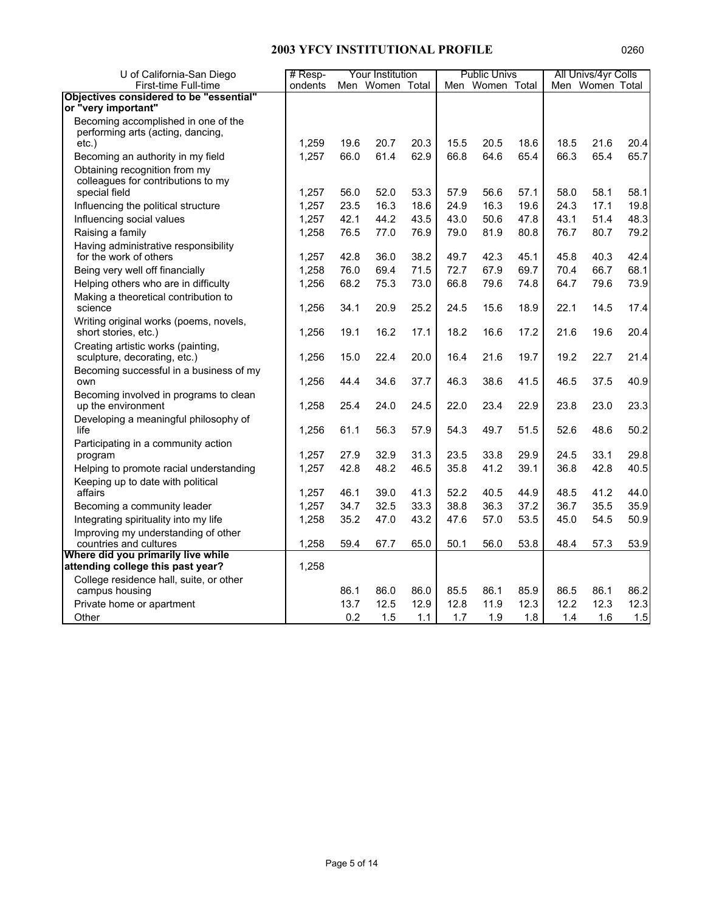# 2003 YFCY INSTITUTIONAL PROFILE

0260

| U of California-San Diego<br>First-time Full-time | # Respondents | Your Institution | | | Public Univs | | | All Univs/4yr Colls | | |
|---|---|---|---|---|---|---|---|---|---|---|
| | | Men | Women | Total | Men | Women | Total | Men | Women | Total |
| **Objectives considered to be "essential" or "very important"** | | | | | | | | | | |
| Becoming accomplished in one of the performing arts (acting, dancing, etc.) | 1,259 | 19.6 | 20.7 | 20.3 | 15.5 | 20.5 | 18.6 | 18.5 | 21.6 | 20.4 |
| Becoming an authority in my field | 1,257 | 66.0 | 61.4 | 62.9 | 66.8 | 64.6 | 65.4 | 66.3 | 65.4 | 65.7 |
| Obtaining recognition from my colleagues for contributions to my special field | 1,257 | 56.0 | 52.0 | 53.3 | 57.9 | 56.6 | 57.1 | 58.0 | 58.1 | 58.1 |
| Influencing the political structure | 1,257 | 23.5 | 16.3 | 18.6 | 24.9 | 16.3 | 19.6 | 24.3 | 17.1 | 19.8 |
| Influencing social values | 1,257 | 42.1 | 44.2 | 43.5 | 43.0 | 50.6 | 47.8 | 43.1 | 51.4 | 48.3 |
| Raising a family | 1,258 | 76.5 | 77.0 | 76.9 | 79.0 | 81.9 | 80.8 | 76.7 | 80.7 | 79.2 |
| Having administrative responsibility for the work of others | 1,257 | 42.8 | 36.0 | 38.2 | 49.7 | 42.3 | 45.1 | 45.8 | 40.3 | 42.4 |
| Being very well off financially | 1,258 | 76.0 | 69.4 | 71.5 | 72.7 | 67.9 | 69.7 | 70.4 | 66.7 | 68.1 |
| Helping others who are in difficulty | 1,256 | 68.2 | 75.3 | 73.0 | 66.8 | 79.6 | 74.8 | 64.7 | 79.6 | 73.9 |
| Making a theoretical contribution to science | 1,256 | 34.1 | 20.9 | 25.2 | 24.5 | 15.6 | 18.9 | 22.1 | 14.5 | 17.4 |
| Writing original works (poems, novels, short stories, etc.) | 1,256 | 19.1 | 16.2 | 17.1 | 18.2 | 16.6 | 17.2 | 21.6 | 19.6 | 20.4 |
| Creating artistic works (painting, sculpture, decorating, etc.) | 1,256 | 15.0 | 22.4 | 20.0 | 16.4 | 21.6 | 19.7 | 19.2 | 22.7 | 21.4 |
| Becoming successful in a business of my own | 1,256 | 44.4 | 34.6 | 37.7 | 46.3 | 38.6 | 41.5 | 46.5 | 37.5 | 40.9 |
| Becoming involved in programs to clean up the environment | 1,258 | 25.4 | 24.0 | 24.5 | 22.0 | 23.4 | 22.9 | 23.8 | 23.0 | 23.3 |
| Developing a meaningful philosophy of life | 1,256 | 61.1 | 56.3 | 57.9 | 54.3 | 49.7 | 51.5 | 52.6 | 48.6 | 50.2 |
| Participating in a community action program | 1,257 | 27.9 | 32.9 | 31.3 | 23.5 | 33.8 | 29.9 | 24.5 | 33.1 | 29.8 |
| Helping to promote racial understanding | 1,257 | 42.8 | 48.2 | 46.5 | 35.8 | 41.2 | 39.1 | 36.8 | 42.8 | 40.5 |
| Keeping up to date with political affairs | 1,257 | 46.1 | 39.0 | 41.3 | 52.2 | 40.5 | 44.9 | 48.5 | 41.2 | 44.0 |
| Becoming a community leader | 1,257 | 34.7 | 32.5 | 33.3 | 38.8 | 36.3 | 37.2 | 36.7 | 35.5 | 35.9 |
| Integrating spirituality into my life | 1,258 | 35.2 | 47.0 | 43.2 | 47.6 | 57.0 | 53.5 | 45.0 | 54.5 | 50.9 |
| Improving my understanding of other countries and cultures | 1,258 | 59.4 | 67.7 | 65.0 | 50.1 | 56.0 | 53.8 | 48.4 | 57.3 | 53.9 |
| **Where did you primarily live while attending college this past year?** | 1,258 | | | | | | | | | |
| College residence hall, suite, or other campus housing | | 86.1 | 86.0 | 86.0 | 85.5 | 86.1 | 85.9 | 86.5 | 86.1 | 86.2 |
| Private home or apartment | | 13.7 | 12.5 | 12.9 | 12.8 | 11.9 | 12.3 | 12.2 | 12.3 | 12.3 |
| Other | | 0.2 | 1.5 | 1.1 | 1.7 | 1.9 | 1.8 | 1.4 | 1.6 | 1.5 |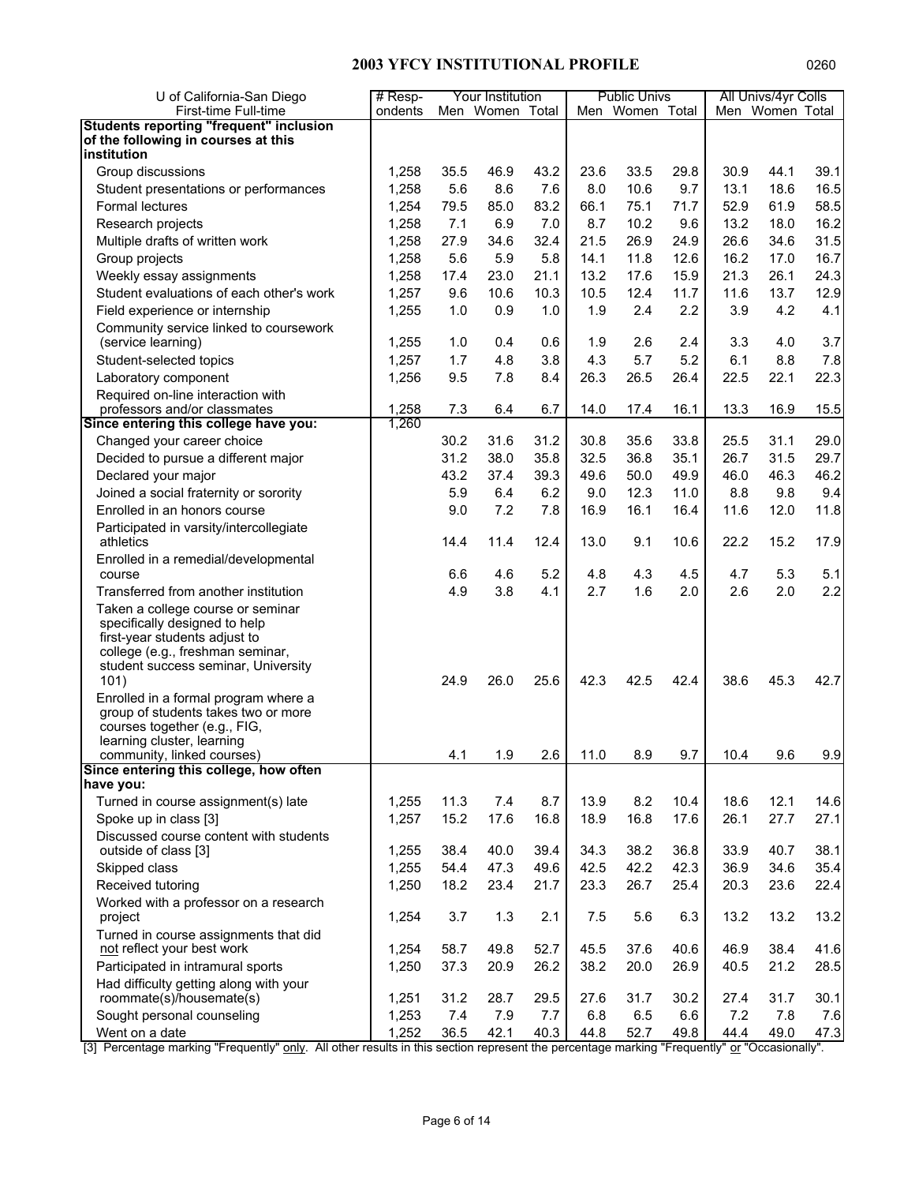## 2003 YFCY INSTITUTIONAL PROFILE

0260

| U of California-San Diego First-time Full-time | # Respondents | Your Institution Men | Your Institution Women | Your Institution Total | Public Univs Men | Public Univs Women | Public Univs Total | All Univs/4yr Colls Men | All Univs/4yr Colls Women | All Univs/4yr Colls Total |
|---|---|---|---|---|---|---|---|---|---|---|
| **Students reporting "frequent" inclusion of the following in courses at this institution** | | | | | | | | | | |
| Group discussions | 1,258 | 35.5 | 46.9 | 43.2 | 23.6 | 33.5 | 29.8 | 30.9 | 44.1 | 39.1 |
| Student presentations or performances | 1,258 | 5.6 | 8.6 | 7.6 | 8.0 | 10.6 | 9.7 | 13.1 | 18.6 | 16.5 |
| Formal lectures | 1,254 | 79.5 | 85.0 | 83.2 | 66.1 | 75.1 | 71.7 | 52.9 | 61.9 | 58.5 |
| Research projects | 1,258 | 7.1 | 6.9 | 7.0 | 8.7 | 10.2 | 9.6 | 13.2 | 18.0 | 16.2 |
| Multiple drafts of written work | 1,258 | 27.9 | 34.6 | 32.4 | 21.5 | 26.9 | 24.9 | 26.6 | 34.6 | 31.5 |
| Group projects | 1,258 | 5.6 | 5.9 | 5.8 | 14.1 | 11.8 | 12.6 | 16.2 | 17.0 | 16.7 |
| Weekly essay assignments | 1,258 | 17.4 | 23.0 | 21.1 | 13.2 | 17.6 | 15.9 | 21.3 | 26.1 | 24.3 |
| Student evaluations of each other's work | 1,257 | 9.6 | 10.6 | 10.3 | 10.5 | 12.4 | 11.7 | 11.6 | 13.7 | 12.9 |
| Field experience or internship | 1,255 | 1.0 | 0.9 | 1.0 | 1.9 | 2.4 | 2.2 | 3.9 | 4.2 | 4.1 |
| Community service linked to coursework (service learning) | 1,255 | 1.0 | 0.4 | 0.6 | 1.9 | 2.6 | 2.4 | 3.3 | 4.0 | 3.7 |
| Student-selected topics | 1,257 | 1.7 | 4.8 | 3.8 | 4.3 | 5.7 | 5.2 | 6.1 | 8.8 | 7.8 |
| Laboratory component | 1,256 | 9.5 | 7.8 | 8.4 | 26.3 | 26.5 | 26.4 | 22.5 | 22.1 | 22.3 |
| Required on-line interaction with professors and/or classmates | 1,258 | 7.3 | 6.4 | 6.7 | 14.0 | 17.4 | 16.1 | 13.3 | 16.9 | 15.5 |
| **Since entering this college have you:** | 1,260 | | | | | | | | | |
| Changed your career choice | | 30.2 | 31.6 | 31.2 | 30.8 | 35.6 | 33.8 | 25.5 | 31.1 | 29.0 |
| Decided to pursue a different major | | 31.2 | 38.0 | 35.8 | 32.5 | 36.8 | 35.1 | 26.7 | 31.5 | 29.7 |
| Declared your major | | 43.2 | 37.4 | 39.3 | 49.6 | 50.0 | 49.9 | 46.0 | 46.3 | 46.2 |
| Joined a social fraternity or sorority | | 5.9 | 6.4 | 6.2 | 9.0 | 12.3 | 11.0 | 8.8 | 9.8 | 9.4 |
| Enrolled in an honors course | | 9.0 | 7.2 | 7.8 | 16.9 | 16.1 | 16.4 | 11.6 | 12.0 | 11.8 |
| Participated in varsity/intercollegiate athletics | | 14.4 | 11.4 | 12.4 | 13.0 | 9.1 | 10.6 | 22.2 | 15.2 | 17.9 |
| Enrolled in a remedial/developmental course | | 6.6 | 4.6 | 5.2 | 4.8 | 4.3 | 4.5 | 4.7 | 5.3 | 5.1 |
| Transferred from another institution | | 4.9 | 3.8 | 4.1 | 2.7 | 1.6 | 2.0 | 2.6 | 2.0 | 2.2 |
| Taken a college course or seminar specifically designed to help first-year students adjust to college (e.g., freshman seminar, student success seminar, University 101) | | 24.9 | 26.0 | 25.6 | 42.3 | 42.5 | 42.4 | 38.6 | 45.3 | 42.7 |
| Enrolled in a formal program where a group of students takes two or more courses together (e.g., FIG, learning cluster, learning community, linked courses) | | 4.1 | 1.9 | 2.6 | 11.0 | 8.9 | 9.7 | 10.4 | 9.6 | 9.9 |
| **Since entering this college, how often have you:** | | | | | | | | | | |
| Turned in course assignment(s) late | 1,255 | 11.3 | 7.4 | 8.7 | 13.9 | 8.2 | 10.4 | 18.6 | 12.1 | 14.6 |
| Spoke up in class [3] | 1,257 | 15.2 | 17.6 | 16.8 | 18.9 | 16.8 | 17.6 | 26.1 | 27.7 | 27.1 |
| Discussed course content with students outside of class [3] | 1,255 | 38.4 | 40.0 | 39.4 | 34.3 | 38.2 | 36.8 | 33.9 | 40.7 | 38.1 |
| Skipped class | 1,255 | 54.4 | 47.3 | 49.6 | 42.5 | 42.2 | 42.3 | 36.9 | 34.6 | 35.4 |
| Received tutoring | 1,250 | 18.2 | 23.4 | 21.7 | 23.3 | 26.7 | 25.4 | 20.3 | 23.6 | 22.4 |
| Worked with a professor on a research project | 1,254 | 3.7 | 1.3 | 2.1 | 7.5 | 5.6 | 6.3 | 13.2 | 13.2 | 13.2 |
| Turned in course assignments that did not reflect your best work | 1,254 | 58.7 | 49.8 | 52.7 | 45.5 | 37.6 | 40.6 | 46.9 | 38.4 | 41.6 |
| Participated in intramural sports | 1,250 | 37.3 | 20.9 | 26.2 | 38.2 | 20.0 | 26.9 | 40.5 | 21.2 | 28.5 |
| Had difficulty getting along with your roommate(s)/housemate(s) | 1,251 | 31.2 | 28.7 | 29.5 | 27.6 | 31.7 | 30.2 | 27.4 | 31.7 | 30.1 |
| Sought personal counseling | 1,253 | 7.4 | 7.9 | 7.7 | 6.8 | 6.5 | 6.6 | 7.2 | 7.8 | 7.6 |
| Went on a date | 1,252 | 36.5 | 42.1 | 40.3 | 44.8 | 52.7 | 49.8 | 44.4 | 49.0 | 47.3 |

[3] Percentage marking "Frequently" only. All other results in this section represent the percentage marking "Frequently" or "Occasionally".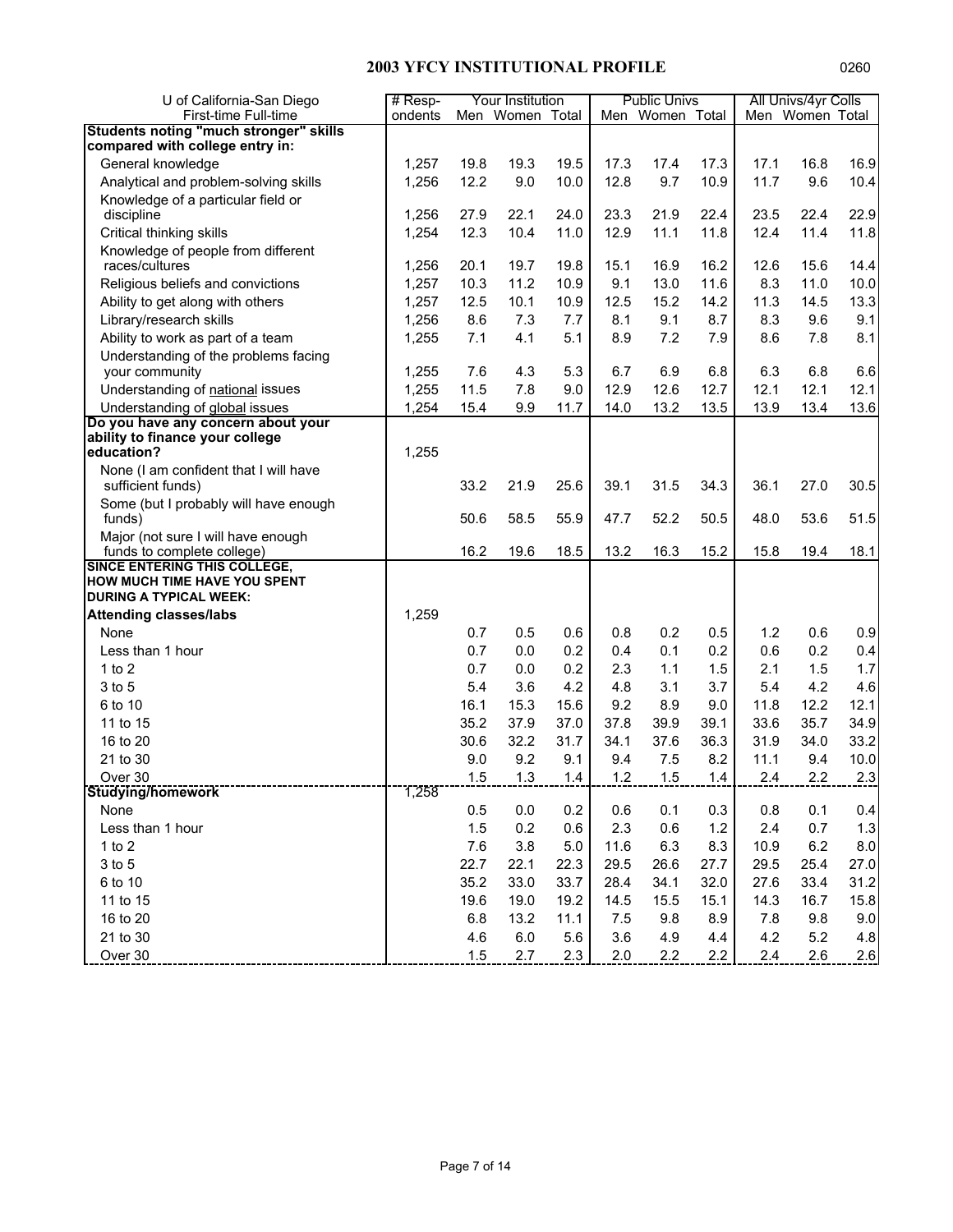## 2003 YFCY INSTITUTIONAL PROFILE

0260

| U of California-San Diego<br>First-time Full-time | # Respondents | Your Institution Men | Your Institution Women | Your Institution Total | Public Univs Men | Public Univs Women | Public Univs Total | All Univs/4yr Colls Men | All Univs/4yr Colls Women | All Univs/4yr Colls Total |
|---|---|---|---|---|---|---|---|---|---|---|
| **Students noting "much stronger" skills compared with college entry in:** | | | | | | | | | | |
| General knowledge | 1,257 | 19.8 | 19.3 | 19.5 | 17.3 | 17.4 | 17.3 | 17.1 | 16.8 | 16.9 |
| Analytical and problem-solving skills | 1,256 | 12.2 | 9.0 | 10.0 | 12.8 | 9.7 | 10.9 | 11.7 | 9.6 | 10.4 |
| Knowledge of a particular field or discipline | 1,256 | 27.9 | 22.1 | 24.0 | 23.3 | 21.9 | 22.4 | 23.5 | 22.4 | 22.9 |
| Critical thinking skills | 1,254 | 12.3 | 10.4 | 11.0 | 12.9 | 11.1 | 11.8 | 12.4 | 11.4 | 11.8 |
| Knowledge of people from different races/cultures | 1,256 | 20.1 | 19.7 | 19.8 | 15.1 | 16.9 | 16.2 | 12.6 | 15.6 | 14.4 |
| Religious beliefs and convictions | 1,257 | 10.3 | 11.2 | 10.9 | 9.1 | 13.0 | 11.6 | 8.3 | 11.0 | 10.0 |
| Ability to get along with others | 1,257 | 12.5 | 10.1 | 10.9 | 12.5 | 15.2 | 14.2 | 11.3 | 14.5 | 13.3 |
| Library/research skills | 1,256 | 8.6 | 7.3 | 7.7 | 8.1 | 9.1 | 8.7 | 8.3 | 9.6 | 9.1 |
| Ability to work as part of a team | 1,255 | 7.1 | 4.1 | 5.1 | 8.9 | 7.2 | 7.9 | 8.6 | 7.8 | 8.1 |
| Understanding of the problems facing your community | 1,255 | 7.6 | 4.3 | 5.3 | 6.7 | 6.9 | 6.8 | 6.3 | 6.8 | 6.6 |
| Understanding of national issues | 1,255 | 11.5 | 7.8 | 9.0 | 12.9 | 12.6 | 12.7 | 12.1 | 12.1 | 12.1 |
| Understanding of global issues | 1,254 | 15.4 | 9.9 | 11.7 | 14.0 | 13.2 | 13.5 | 13.9 | 13.4 | 13.6 |
| **Do you have any concern about your ability to finance your college education?** | 1,255 | | | | | | | | | |
| None (I am confident that I will have sufficient funds) | | 33.2 | 21.9 | 25.6 | 39.1 | 31.5 | 34.3 | 36.1 | 27.0 | 30.5 |
| Some (but I probably will have enough funds) | | 50.6 | 58.5 | 55.9 | 47.7 | 52.2 | 50.5 | 48.0 | 53.6 | 51.5 |
| Major (not sure I will have enough funds to complete college) | | 16.2 | 19.6 | 18.5 | 13.2 | 16.3 | 15.2 | 15.8 | 19.4 | 18.1 |
| **SINCE ENTERING THIS COLLEGE, HOW MUCH TIME HAVE YOU SPENT DURING A TYPICAL WEEK:** | | | | | | | | | | |
| **Attending classes/labs** | 1,259 | | | | | | | | | |
| None | | 0.7 | 0.5 | 0.6 | 0.8 | 0.2 | 0.5 | 1.2 | 0.6 | 0.9 |
| Less than 1 hour | | 0.7 | 0.0 | 0.2 | 0.4 | 0.1 | 0.2 | 0.6 | 0.2 | 0.4 |
| 1 to 2 | | 0.7 | 0.0 | 0.2 | 2.3 | 1.1 | 1.5 | 2.1 | 1.5 | 1.7 |
| 3 to 5 | | 5.4 | 3.6 | 4.2 | 4.8 | 3.1 | 3.7 | 5.4 | 4.2 | 4.6 |
| 6 to 10 | | 16.1 | 15.3 | 15.6 | 9.2 | 8.9 | 9.0 | 11.8 | 12.2 | 12.1 |
| 11 to 15 | | 35.2 | 37.9 | 37.0 | 37.8 | 39.9 | 39.1 | 33.6 | 35.7 | 34.9 |
| 16 to 20 | | 30.6 | 32.2 | 31.7 | 34.1 | 37.6 | 36.3 | 31.9 | 34.0 | 33.2 |
| 21 to 30 | | 9.0 | 9.2 | 9.1 | 9.4 | 7.5 | 8.2 | 11.1 | 9.4 | 10.0 |
| Over 30 | | 1.5 | 1.3 | 1.4 | 1.2 | 1.5 | 1.4 | 2.4 | 2.2 | 2.3 |
| **Studying/homework** | 1,258 | | | | | | | | | |
| None | | 0.5 | 0.0 | 0.2 | 0.6 | 0.1 | 0.3 | 0.8 | 0.1 | 0.4 |
| Less than 1 hour | | 1.5 | 0.2 | 0.6 | 2.3 | 0.6 | 1.2 | 2.4 | 0.7 | 1.3 |
| 1 to 2 | | 7.6 | 3.8 | 5.0 | 11.6 | 6.3 | 8.3 | 10.9 | 6.2 | 8.0 |
| 3 to 5 | | 22.7 | 22.1 | 22.3 | 29.5 | 26.6 | 27.7 | 29.5 | 25.4 | 27.0 |
| 6 to 10 | | 35.2 | 33.0 | 33.7 | 28.4 | 34.1 | 32.0 | 27.6 | 33.4 | 31.2 |
| 11 to 15 | | 19.6 | 19.0 | 19.2 | 14.5 | 15.5 | 15.1 | 14.3 | 16.7 | 15.8 |
| 16 to 20 | | 6.8 | 13.2 | 11.1 | 7.5 | 9.8 | 8.9 | 7.8 | 9.8 | 9.0 |
| 21 to 30 | | 4.6 | 6.0 | 5.6 | 3.6 | 4.9 | 4.4 | 4.2 | 5.2 | 4.8 |
| Over 30 | | 1.5 | 2.7 | 2.3 | 2.0 | 2.2 | 2.2 | 2.4 | 2.6 | 2.6 |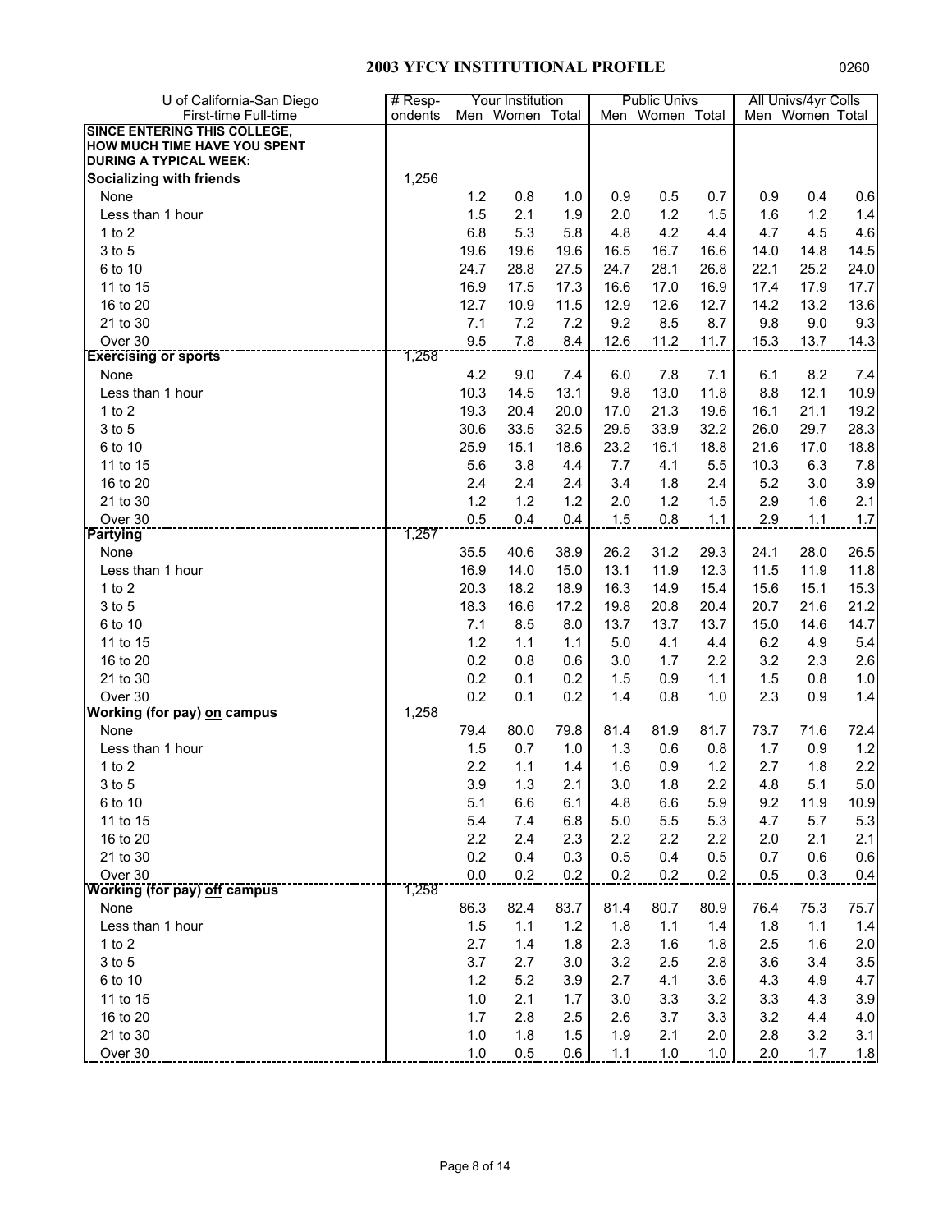## 2003 YFCY INSTITUTIONAL PROFILE

| U of California-San Diego First-time Full-time | # Respondents | Your Institution | | | Public Univs | | | All Univs/4yr Colls | | |
|---|---|---|---|---|---|---|---|---|---|---|
| | | Men | Women | Total | Men | Women | Total | Men | Women | Total |
| **SINCE ENTERING THIS COLLEGE, HOW MUCH TIME HAVE YOU SPENT DURING A TYPICAL WEEK:** | | | | | | | | | | |
| **Socializing with friends** | 1,256 | | | | | | | | | |
| None | | 1.2 | 0.8 | 1.0 | 0.9 | 0.5 | 0.7 | 0.9 | 0.4 | 0.6 |
| Less than 1 hour | | 1.5 | 2.1 | 1.9 | 2.0 | 1.2 | 1.5 | 1.6 | 1.2 | 1.4 |
| 1 to 2 | | 6.8 | 5.3 | 5.8 | 4.8 | 4.2 | 4.4 | 4.7 | 4.5 | 4.6 |
| 3 to 5 | | 19.6 | 19.6 | 19.6 | 16.5 | 16.7 | 16.6 | 14.0 | 14.8 | 14.5 |
| 6 to 10 | | 24.7 | 28.8 | 27.5 | 24.7 | 28.1 | 26.8 | 22.1 | 25.2 | 24.0 |
| 11 to 15 | | 16.9 | 17.5 | 17.3 | 16.6 | 17.0 | 16.9 | 17.4 | 17.9 | 17.7 |
| 16 to 20 | | 12.7 | 10.9 | 11.5 | 12.9 | 12.6 | 12.7 | 14.2 | 13.2 | 13.6 |
| 21 to 30 | | 7.1 | 7.2 | 7.2 | 9.2 | 8.5 | 8.7 | 9.8 | 9.0 | 9.3 |
| Over 30 | | 9.5 | 7.8 | 8.4 | 12.6 | 11.2 | 11.7 | 15.3 | 13.7 | 14.3 |
| **Exercising or sports** | 1,258 | | | | | | | | | |
| None | | 4.2 | 9.0 | 7.4 | 6.0 | 7.8 | 7.1 | 6.1 | 8.2 | 7.4 |
| Less than 1 hour | | 10.3 | 14.5 | 13.1 | 9.8 | 13.0 | 11.8 | 8.8 | 12.1 | 10.9 |
| 1 to 2 | | 19.3 | 20.4 | 20.0 | 17.0 | 21.3 | 19.6 | 16.1 | 21.1 | 19.2 |
| 3 to 5 | | 30.6 | 33.5 | 32.5 | 29.5 | 33.9 | 32.2 | 26.0 | 29.7 | 28.3 |
| 6 to 10 | | 25.9 | 15.1 | 18.6 | 23.2 | 16.1 | 18.8 | 21.6 | 17.0 | 18.8 |
| 11 to 15 | | 5.6 | 3.8 | 4.4 | 7.7 | 4.1 | 5.5 | 10.3 | 6.3 | 7.8 |
| 16 to 20 | | 2.4 | 2.4 | 2.4 | 3.4 | 1.8 | 2.4 | 5.2 | 3.0 | 3.9 |
| 21 to 30 | | 1.2 | 1.2 | 1.2 | 2.0 | 1.2 | 1.5 | 2.9 | 1.6 | 2.1 |
| Over 30 | | 0.5 | 0.4 | 0.4 | 1.5 | 0.8 | 1.1 | 2.9 | 1.1 | 1.7 |
| **Partying** | 1,257 | | | | | | | | | |
| None | | 35.5 | 40.6 | 38.9 | 26.2 | 31.2 | 29.3 | 24.1 | 28.0 | 26.5 |
| Less than 1 hour | | 16.9 | 14.0 | 15.0 | 13.1 | 11.9 | 12.3 | 11.5 | 11.9 | 11.8 |
| 1 to 2 | | 20.3 | 18.2 | 18.9 | 16.3 | 14.9 | 15.4 | 15.6 | 15.1 | 15.3 |
| 3 to 5 | | 18.3 | 16.6 | 17.2 | 19.8 | 20.8 | 20.4 | 20.7 | 21.6 | 21.2 |
| 6 to 10 | | 7.1 | 8.5 | 8.0 | 13.7 | 13.7 | 13.7 | 15.0 | 14.6 | 14.7 |
| 11 to 15 | | 1.2 | 1.1 | 1.1 | 5.0 | 4.1 | 4.4 | 6.2 | 4.9 | 5.4 |
| 16 to 20 | | 0.2 | 0.8 | 0.6 | 3.0 | 1.7 | 2.2 | 3.2 | 2.3 | 2.6 |
| 21 to 30 | | 0.2 | 0.1 | 0.2 | 1.5 | 0.9 | 1.1 | 1.5 | 0.8 | 1.0 |
| Over 30 | | 0.2 | 0.1 | 0.2 | 1.4 | 0.8 | 1.0 | 2.3 | 0.9 | 1.4 |
| **Working (for pay) on campus** | 1,258 | | | | | | | | | |
| None | | 79.4 | 80.0 | 79.8 | 81.4 | 81.9 | 81.7 | 73.7 | 71.6 | 72.4 |
| Less than 1 hour | | 1.5 | 0.7 | 1.0 | 1.3 | 0.6 | 0.8 | 1.7 | 0.9 | 1.2 |
| 1 to 2 | | 2.2 | 1.1 | 1.4 | 1.6 | 0.9 | 1.2 | 2.7 | 1.8 | 2.2 |
| 3 to 5 | | 3.9 | 1.3 | 2.1 | 3.0 | 1.8 | 2.2 | 4.8 | 5.1 | 5.0 |
| 6 to 10 | | 5.1 | 6.6 | 6.1 | 4.8 | 6.6 | 5.9 | 9.2 | 11.9 | 10.9 |
| 11 to 15 | | 5.4 | 7.4 | 6.8 | 5.0 | 5.5 | 5.3 | 4.7 | 5.7 | 5.3 |
| 16 to 20 | | 2.2 | 2.4 | 2.3 | 2.2 | 2.2 | 2.2 | 2.0 | 2.1 | 2.1 |
| 21 to 30 | | 0.2 | 0.4 | 0.3 | 0.5 | 0.4 | 0.5 | 0.7 | 0.6 | 0.6 |
| Over 30 | | 0.0 | 0.2 | 0.2 | 0.2 | 0.2 | 0.2 | 0.5 | 0.3 | 0.4 |
| **Working (for pay) off campus** | 1,258 | | | | | | | | | |
| None | | 86.3 | 82.4 | 83.7 | 81.4 | 80.7 | 80.9 | 76.4 | 75.3 | 75.7 |
| Less than 1 hour | | 1.5 | 1.1 | 1.2 | 1.8 | 1.1 | 1.4 | 1.8 | 1.1 | 1.4 |
| 1 to 2 | | 2.7 | 1.4 | 1.8 | 2.3 | 1.6 | 1.8 | 2.5 | 1.6 | 2.0 |
| 3 to 5 | | 3.7 | 2.7 | 3.0 | 3.2 | 2.5 | 2.8 | 3.6 | 3.4 | 3.5 |
| 6 to 10 | | 1.2 | 5.2 | 3.9 | 2.7 | 4.1 | 3.6 | 4.3 | 4.9 | 4.7 |
| 11 to 15 | | 1.0 | 2.1 | 1.7 | 3.0 | 3.3 | 3.2 | 3.3 | 4.3 | 3.9 |
| 16 to 20 | | 1.7 | 2.8 | 2.5 | 2.6 | 3.7 | 3.3 | 3.2 | 4.4 | 4.0 |
| 21 to 30 | | 1.0 | 1.8 | 1.5 | 1.9 | 2.1 | 2.0 | 2.8 | 3.2 | 3.1 |
| Over 30 | | 1.0 | 0.5 | 0.6 | 1.1 | 1.0 | 1.0 | 2.0 | 1.7 | 1.8 |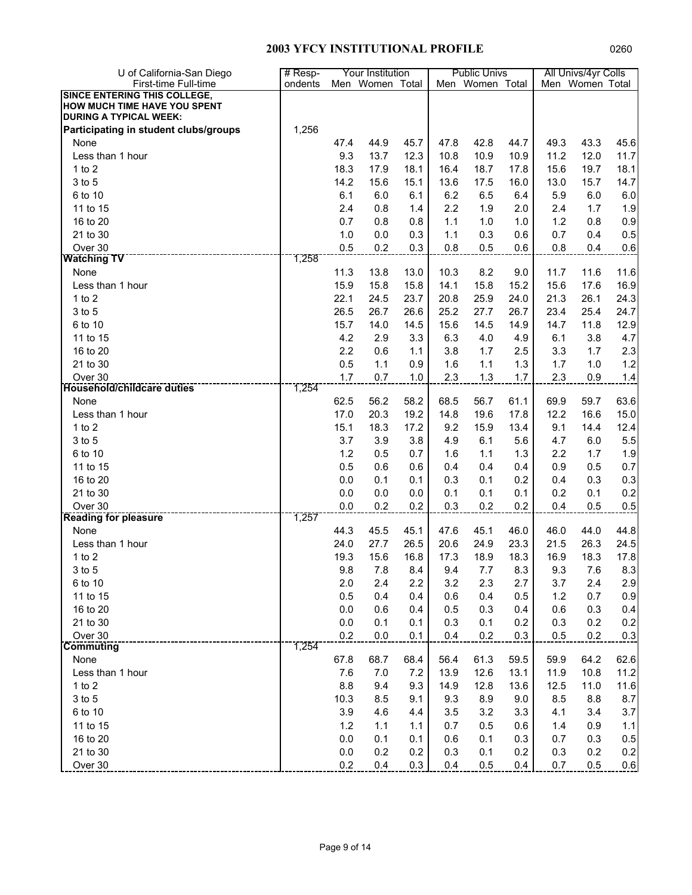# 2003 YFCY INSTITUTIONAL PROFILE

0260

| U of California-San Diego First-time Full-time | # Respondents | Your Institution Men | Women | Total | Public Univs Men | Women | Total | All Univs/4yr Colls Men | Women | Total |
|---|---|---|---|---|---|---|---|---|---|---|
| **SINCE ENTERING THIS COLLEGE, HOW MUCH TIME HAVE YOU SPENT DURING A TYPICAL WEEK:** | | | | | | | | | | |
| **Participating in student clubs/groups** | 1,256 | | | | | | | | | |
| None | | 47.4 | 44.9 | 45.7 | 47.8 | 42.8 | 44.7 | 49.3 | 43.3 | 45.6 |
| Less than 1 hour | | 9.3 | 13.7 | 12.3 | 10.8 | 10.9 | 10.9 | 11.2 | 12.0 | 11.7 |
| 1 to 2 | | 18.3 | 17.9 | 18.1 | 16.4 | 18.7 | 17.8 | 15.6 | 19.7 | 18.1 |
| 3 to 5 | | 14.2 | 15.6 | 15.1 | 13.6 | 17.5 | 16.0 | 13.0 | 15.7 | 14.7 |
| 6 to 10 | | 6.1 | 6.0 | 6.1 | 6.2 | 6.5 | 6.4 | 5.9 | 6.0 | 6.0 |
| 11 to 15 | | 2.4 | 0.8 | 1.4 | 2.2 | 1.9 | 2.0 | 2.4 | 1.7 | 1.9 |
| 16 to 20 | | 0.7 | 0.8 | 0.8 | 1.1 | 1.0 | 1.0 | 1.2 | 0.8 | 0.9 |
| 21 to 30 | | 1.0 | 0.0 | 0.3 | 1.1 | 0.3 | 0.6 | 0.7 | 0.4 | 0.5 |
| Over 30 | | 0.5 | 0.2 | 0.3 | 0.8 | 0.5 | 0.6 | 0.8 | 0.4 | 0.6 |
| **Watching TV** | 1,258 | | | | | | | | | |
| None | | 11.3 | 13.8 | 13.0 | 10.3 | 8.2 | 9.0 | 11.7 | 11.6 | 11.6 |
| Less than 1 hour | | 15.9 | 15.8 | 15.8 | 14.1 | 15.8 | 15.2 | 15.6 | 17.6 | 16.9 |
| 1 to 2 | | 22.1 | 24.5 | 23.7 | 20.8 | 25.9 | 24.0 | 21.3 | 26.1 | 24.3 |
| 3 to 5 | | 26.5 | 26.7 | 26.6 | 25.2 | 27.7 | 26.7 | 23.4 | 25.4 | 24.7 |
| 6 to 10 | | 15.7 | 14.0 | 14.5 | 15.6 | 14.5 | 14.9 | 14.7 | 11.8 | 12.9 |
| 11 to 15 | | 4.2 | 2.9 | 3.3 | 6.3 | 4.0 | 4.9 | 6.1 | 3.8 | 4.7 |
| 16 to 20 | | 2.2 | 0.6 | 1.1 | 3.8 | 1.7 | 2.5 | 3.3 | 1.7 | 2.3 |
| 21 to 30 | | 0.5 | 1.1 | 0.9 | 1.6 | 1.1 | 1.3 | 1.7 | 1.0 | 1.2 |
| Over 30 | | 1.7 | 0.7 | 1.0 | 2.3 | 1.3 | 1.7 | 2.3 | 0.9 | 1.4 |
| **Household/childcare duties** | 1,254 | | | | | | | | | |
| None | | 62.5 | 56.2 | 58.2 | 68.5 | 56.7 | 61.1 | 69.9 | 59.7 | 63.6 |
| Less than 1 hour | | 17.0 | 20.3 | 19.2 | 14.8 | 19.6 | 17.8 | 12.2 | 16.6 | 15.0 |
| 1 to 2 | | 15.1 | 18.3 | 17.2 | 9.2 | 15.9 | 13.4 | 9.1 | 14.4 | 12.4 |
| 3 to 5 | | 3.7 | 3.9 | 3.8 | 4.9 | 6.1 | 5.6 | 4.7 | 6.0 | 5.5 |
| 6 to 10 | | 1.2 | 0.5 | 0.7 | 1.6 | 1.1 | 1.3 | 2.2 | 1.7 | 1.9 |
| 11 to 15 | | 0.5 | 0.6 | 0.6 | 0.4 | 0.4 | 0.4 | 0.9 | 0.5 | 0.7 |
| 16 to 20 | | 0.0 | 0.1 | 0.1 | 0.3 | 0.1 | 0.2 | 0.4 | 0.3 | 0.3 |
| 21 to 30 | | 0.0 | 0.0 | 0.0 | 0.1 | 0.1 | 0.1 | 0.2 | 0.1 | 0.2 |
| Over 30 | | 0.0 | 0.2 | 0.2 | 0.3 | 0.2 | 0.2 | 0.4 | 0.5 | 0.5 |
| **Reading for pleasure** | 1,257 | | | | | | | | | |
| None | | 44.3 | 45.5 | 45.1 | 47.6 | 45.1 | 46.0 | 46.0 | 44.0 | 44.8 |
| Less than 1 hour | | 24.0 | 27.7 | 26.5 | 20.6 | 24.9 | 23.3 | 21.5 | 26.3 | 24.5 |
| 1 to 2 | | 19.3 | 15.6 | 16.8 | 17.3 | 18.9 | 18.3 | 16.9 | 18.3 | 17.8 |
| 3 to 5 | | 9.8 | 7.8 | 8.4 | 9.4 | 7.7 | 8.3 | 9.3 | 7.6 | 8.3 |
| 6 to 10 | | 2.0 | 2.4 | 2.2 | 3.2 | 2.3 | 2.7 | 3.7 | 2.4 | 2.9 |
| 11 to 15 | | 0.5 | 0.4 | 0.4 | 0.6 | 0.4 | 0.5 | 1.2 | 0.7 | 0.9 |
| 16 to 20 | | 0.0 | 0.6 | 0.4 | 0.5 | 0.3 | 0.4 | 0.6 | 0.3 | 0.4 |
| 21 to 30 | | 0.0 | 0.1 | 0.1 | 0.3 | 0.1 | 0.2 | 0.3 | 0.2 | 0.2 |
| Over 30 | | 0.2 | 0.0 | 0.1 | 0.4 | 0.2 | 0.3 | 0.5 | 0.2 | 0.3 |
| **Commuting** | 1,254 | | | | | | | | | |
| None | | 67.8 | 68.7 | 68.4 | 56.4 | 61.3 | 59.5 | 59.9 | 64.2 | 62.6 |
| Less than 1 hour | | 7.6 | 7.0 | 7.2 | 13.9 | 12.6 | 13.1 | 11.9 | 10.8 | 11.2 |
| 1 to 2 | | 8.8 | 9.4 | 9.3 | 14.9 | 12.8 | 13.6 | 12.5 | 11.0 | 11.6 |
| 3 to 5 | | 10.3 | 8.5 | 9.1 | 9.3 | 8.9 | 9.0 | 8.5 | 8.8 | 8.7 |
| 6 to 10 | | 3.9 | 4.6 | 4.4 | 3.5 | 3.2 | 3.3 | 4.1 | 3.4 | 3.7 |
| 11 to 15 | | 1.2 | 1.1 | 1.1 | 0.7 | 0.5 | 0.6 | 1.4 | 0.9 | 1.1 |
| 16 to 20 | | 0.0 | 0.1 | 0.1 | 0.6 | 0.1 | 0.3 | 0.7 | 0.3 | 0.5 |
| 21 to 30 | | 0.0 | 0.2 | 0.2 | 0.3 | 0.1 | 0.2 | 0.3 | 0.2 | 0.2 |
| Over 30 | | 0.2 | 0.4 | 0.3 | 0.4 | 0.5 | 0.4 | 0.7 | 0.5 | 0.6 |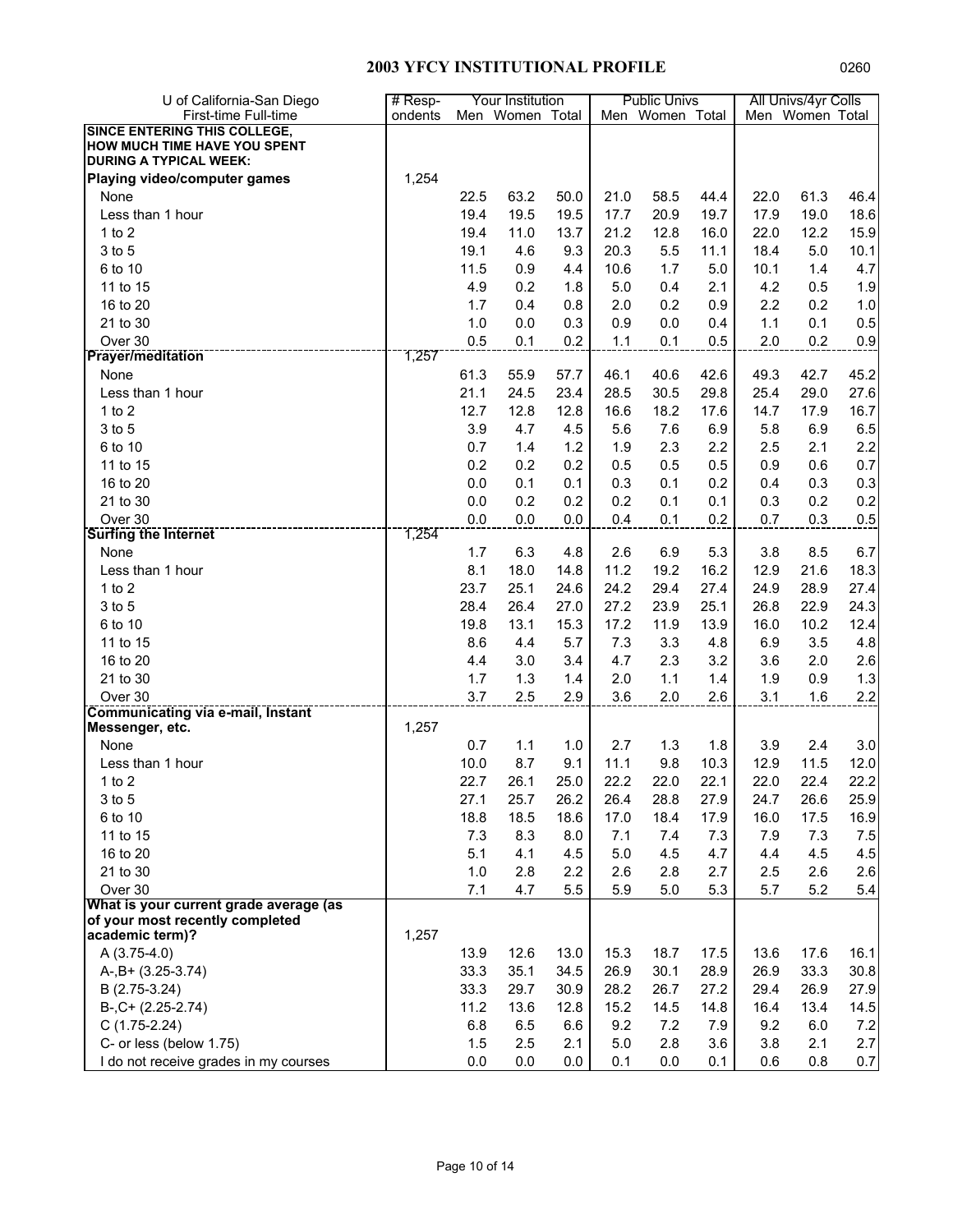## 2003 YFCY INSTITUTIONAL PROFILE

| U of California-San Diego First-time Full-time | # Respondents | Your Institution Men | Your Institution Women | Your Institution Total | Public Univs Men | Public Univs Women | Public Univs Total | All Univs/4yr Colls Men | All Univs/4yr Colls Women | All Univs/4yr Colls Total |
|---|---|---|---|---|---|---|---|---|---|---|
| **SINCE ENTERING THIS COLLEGE, HOW MUCH TIME HAVE YOU SPENT DURING A TYPICAL WEEK:** | | | | | | | | | | |
| **Playing video/computer games** | 1,254 | | | | | | | | | |
| None | | 22.5 | 63.2 | 50.0 | 21.0 | 58.5 | 44.4 | 22.0 | 61.3 | 46.4 |
| Less than 1 hour | | 19.4 | 19.5 | 19.5 | 17.7 | 20.9 | 19.7 | 17.9 | 19.0 | 18.6 |
| 1 to 2 | | 19.4 | 11.0 | 13.7 | 21.2 | 12.8 | 16.0 | 22.0 | 12.2 | 15.9 |
| 3 to 5 | | 19.1 | 4.6 | 9.3 | 20.3 | 5.5 | 11.1 | 18.4 | 5.0 | 10.1 |
| 6 to 10 | | 11.5 | 0.9 | 4.4 | 10.6 | 1.7 | 5.0 | 10.1 | 1.4 | 4.7 |
| 11 to 15 | | 4.9 | 0.2 | 1.8 | 5.0 | 0.4 | 2.1 | 4.2 | 0.5 | 1.9 |
| 16 to 20 | | 1.7 | 0.4 | 0.8 | 2.0 | 0.2 | 0.9 | 2.2 | 0.2 | 1.0 |
| 21 to 30 | | 1.0 | 0.0 | 0.3 | 0.9 | 0.0 | 0.4 | 1.1 | 0.1 | 0.5 |
| Over 30 | | 0.5 | 0.1 | 0.2 | 1.1 | 0.1 | 0.5 | 2.0 | 0.2 | 0.9 |
| **Prayer/meditation** | 1,257 | | | | | | | | | |
| None | | 61.3 | 55.9 | 57.7 | 46.1 | 40.6 | 42.6 | 49.3 | 42.7 | 45.2 |
| Less than 1 hour | | 21.1 | 24.5 | 23.4 | 28.5 | 30.5 | 29.8 | 25.4 | 29.0 | 27.6 |
| 1 to 2 | | 12.7 | 12.8 | 12.8 | 16.6 | 18.2 | 17.6 | 14.7 | 17.9 | 16.7 |
| 3 to 5 | | 3.9 | 4.7 | 4.5 | 5.6 | 7.6 | 6.9 | 5.8 | 6.9 | 6.5 |
| 6 to 10 | | 0.7 | 1.4 | 1.2 | 1.9 | 2.3 | 2.2 | 2.5 | 2.1 | 2.2 |
| 11 to 15 | | 0.2 | 0.2 | 0.2 | 0.5 | 0.5 | 0.5 | 0.9 | 0.6 | 0.7 |
| 16 to 20 | | 0.0 | 0.1 | 0.1 | 0.3 | 0.1 | 0.2 | 0.4 | 0.3 | 0.3 |
| 21 to 30 | | 0.0 | 0.2 | 0.2 | 0.2 | 0.1 | 0.1 | 0.3 | 0.2 | 0.2 |
| Over 30 | | 0.0 | 0.0 | 0.0 | 0.4 | 0.1 | 0.2 | 0.7 | 0.3 | 0.5 |
| **Surfing the Internet** | 1,254 | | | | | | | | | |
| None | | 1.7 | 6.3 | 4.8 | 2.6 | 6.9 | 5.3 | 3.8 | 8.5 | 6.7 |
| Less than 1 hour | | 8.1 | 18.0 | 14.8 | 11.2 | 19.2 | 16.2 | 12.9 | 21.6 | 18.3 |
| 1 to 2 | | 23.7 | 25.1 | 24.6 | 24.2 | 29.4 | 27.4 | 24.9 | 28.9 | 27.4 |
| 3 to 5 | | 28.4 | 26.4 | 27.0 | 27.2 | 23.9 | 25.1 | 26.8 | 22.9 | 24.3 |
| 6 to 10 | | 19.8 | 13.1 | 15.3 | 17.2 | 11.9 | 13.9 | 16.0 | 10.2 | 12.4 |
| 11 to 15 | | 8.6 | 4.4 | 5.7 | 7.3 | 3.3 | 4.8 | 6.9 | 3.5 | 4.8 |
| 16 to 20 | | 4.4 | 3.0 | 3.4 | 4.7 | 2.3 | 3.2 | 3.6 | 2.0 | 2.6 |
| 21 to 30 | | 1.7 | 1.3 | 1.4 | 2.0 | 1.1 | 1.4 | 1.9 | 0.9 | 1.3 |
| Over 30 | | 3.7 | 2.5 | 2.9 | 3.6 | 2.0 | 2.6 | 3.1 | 1.6 | 2.2 |
| **Communicating via e-mail, Instant Messenger, etc.** | 1,257 | | | | | | | | | |
| None | | 0.7 | 1.1 | 1.0 | 2.7 | 1.3 | 1.8 | 3.9 | 2.4 | 3.0 |
| Less than 1 hour | | 10.0 | 8.7 | 9.1 | 11.1 | 9.8 | 10.3 | 12.9 | 11.5 | 12.0 |
| 1 to 2 | | 22.7 | 26.1 | 25.0 | 22.2 | 22.0 | 22.1 | 22.0 | 22.4 | 22.2 |
| 3 to 5 | | 27.1 | 25.7 | 26.2 | 26.4 | 28.8 | 27.9 | 24.7 | 26.6 | 25.9 |
| 6 to 10 | | 18.8 | 18.5 | 18.6 | 17.0 | 18.4 | 17.9 | 16.0 | 17.5 | 16.9 |
| 11 to 15 | | 7.3 | 8.3 | 8.0 | 7.1 | 7.4 | 7.3 | 7.9 | 7.3 | 7.5 |
| 16 to 20 | | 5.1 | 4.1 | 4.5 | 5.0 | 4.5 | 4.7 | 4.4 | 4.5 | 4.5 |
| 21 to 30 | | 1.0 | 2.8 | 2.2 | 2.6 | 2.8 | 2.7 | 2.5 | 2.6 | 2.6 |
| Over 30 | | 7.1 | 4.7 | 5.5 | 5.9 | 5.0 | 5.3 | 5.7 | 5.2 | 5.4 |
| **What is your current grade average (as of your most recently completed academic term)?** | 1,257 | | | | | | | | | |
| A (3.75-4.0) | | 13.9 | 12.6 | 13.0 | 15.3 | 18.7 | 17.5 | 13.6 | 17.6 | 16.1 |
| A-,B+ (3.25-3.74) | | 33.3 | 35.1 | 34.5 | 26.9 | 30.1 | 28.9 | 26.9 | 33.3 | 30.8 |
| B (2.75-3.24) | | 33.3 | 29.7 | 30.9 | 28.2 | 26.7 | 27.2 | 29.4 | 26.9 | 27.9 |
| B-,C+ (2.25-2.74) | | 11.2 | 13.6 | 12.8 | 15.2 | 14.5 | 14.8 | 16.4 | 13.4 | 14.5 |
| C (1.75-2.24) | | 6.8 | 6.5 | 6.6 | 9.2 | 7.2 | 7.9 | 9.2 | 6.0 | 7.2 |
| C- or less (below 1.75) | | 1.5 | 2.5 | 2.1 | 5.0 | 2.8 | 3.6 | 3.8 | 2.1 | 2.7 |
| I do not receive grades in my courses | | 0.0 | 0.0 | 0.0 | 0.1 | 0.0 | 0.1 | 0.6 | 0.8 | 0.7 |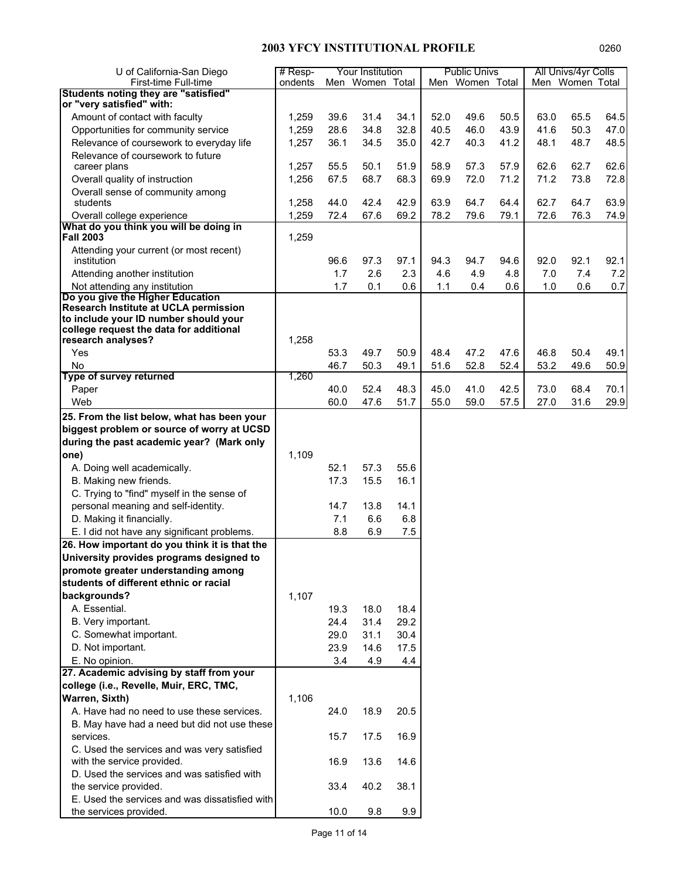## 2003 YFCY INSTITUTIONAL PROFILE

0260

| U of California-San Diego First-time Full-time | # Respondents | Your Institution | | | Public Univs | | | All Univs/4yr Colls | | |
|---|---|---|---|---|---|---|---|---|---|---|
| | | Men | Women | Total | Men | Women | Total | Men | Women | Total |
| **Students noting they are "satisfied" or "very satisfied" with:** | | | | | | | | | | |
| Amount of contact with faculty | 1,259 | 39.6 | 31.4 | 34.1 | 52.0 | 49.6 | 50.5 | 63.0 | 65.5 | 64.5 |
| Opportunities for community service | 1,259 | 28.6 | 34.8 | 32.8 | 40.5 | 46.0 | 43.9 | 41.6 | 50.3 | 47.0 |
| Relevance of coursework to everyday life | 1,257 | 36.1 | 34.5 | 35.0 | 42.7 | 40.3 | 41.2 | 48.1 | 48.7 | 48.5 |
| Relevance of coursework to future career plans | 1,257 | 55.5 | 50.1 | 51.9 | 58.9 | 57.3 | 57.9 | 62.6 | 62.7 | 62.6 |
| Overall quality of instruction | 1,256 | 67.5 | 68.7 | 68.3 | 69.9 | 72.0 | 71.2 | 71.2 | 73.8 | 72.8 |
| Overall sense of community among students | 1,258 | 44.0 | 42.4 | 42.9 | 63.9 | 64.7 | 64.4 | 62.7 | 64.7 | 63.9 |
| Overall college experience | 1,259 | 72.4 | 67.6 | 69.2 | 78.2 | 79.6 | 79.1 | 72.6 | 76.3 | 74.9 |
| **What do you think you will be doing in Fall 2003** | 1,259 | | | | | | | | | |
| Attending your current (or most recent) institution | | 96.6 | 97.3 | 97.1 | 94.3 | 94.7 | 94.6 | 92.0 | 92.1 | 92.1 |
| Attending another institution | | 1.7 | 2.6 | 2.3 | 4.6 | 4.9 | 4.8 | 7.0 | 7.4 | 7.2 |
| Not attending any institution | | 1.7 | 0.1 | 0.6 | 1.1 | 0.4 | 0.6 | 1.0 | 0.6 | 0.7 |
| **Do you give the Higher Education Research Institute at UCLA permission to include your ID number should your college request the data for additional research analyses?** | 1,258 | | | | | | | | | |
| Yes | | 53.3 | 49.7 | 50.9 | 48.4 | 47.2 | 47.6 | 46.8 | 50.4 | 49.1 |
| No | | 46.7 | 50.3 | 49.1 | 51.6 | 52.8 | 52.4 | 53.2 | 49.6 | 50.9 |
| **Type of survey returned** | 1,260 | | | | | | | | | |
| Paper | | 40.0 | 52.4 | 48.3 | 45.0 | 41.0 | 42.5 | 73.0 | 68.4 | 70.1 |
| Web | | 60.0 | 47.6 | 51.7 | 55.0 | 59.0 | 57.5 | 27.0 | 31.6 | 29.9 |
| **25. From the list below, what has been your biggest problem or source of worry at UCSD during the past academic year? (Mark only one)** | 1,109 | | | | | | | | | |
| A. Doing well academically. | | 52.1 | 57.3 | 55.6 | | | | | | |
| B. Making new friends. | | 17.3 | 15.5 | 16.1 | | | | | | |
| C. Trying to "find" myself in the sense of personal meaning and self-identity. | | 14.7 | 13.8 | 14.1 | | | | | | |
| D. Making it financially. | | 7.1 | 6.6 | 6.8 | | | | | | |
| E. I did not have any significant problems. | | 8.8 | 6.9 | 7.5 | | | | | | |
| **26. How important do you think it is that the University provides programs designed to promote greater understanding among students of different ethnic or racial backgrounds?** | 1,107 | | | | | | | | | |
| A. Essential. | | 19.3 | 18.0 | 18.4 | | | | | | |
| B. Very important. | | 24.4 | 31.4 | 29.2 | | | | | | |
| C. Somewhat important. | | 29.0 | 31.1 | 30.4 | | | | | | |
| D. Not important. | | 23.9 | 14.6 | 17.5 | | | | | | |
| E. No opinion. | | 3.4 | 4.9 | 4.4 | | | | | | |
| **27. Academic advising by staff from your college (i.e., Revelle, Muir, ERC, TMC, Warren, Sixth)** | 1,106 | | | | | | | | | |
| A. Have had no need to use these services. | | 24.0 | 18.9 | 20.5 | | | | | | |
| B. May have had a need but did not use these services. | | 15.7 | 17.5 | 16.9 | | | | | | |
| C. Used the services and was very satisfied with the service provided. | | 16.9 | 13.6 | 14.6 | | | | | | |
| D. Used the services and was satisfied with the service provided. | | 33.4 | 40.2 | 38.1 | | | | | | |
| E. Used the services and was dissatisfied with the services provided. | | 10.0 | 9.8 | 9.9 | | | | | | |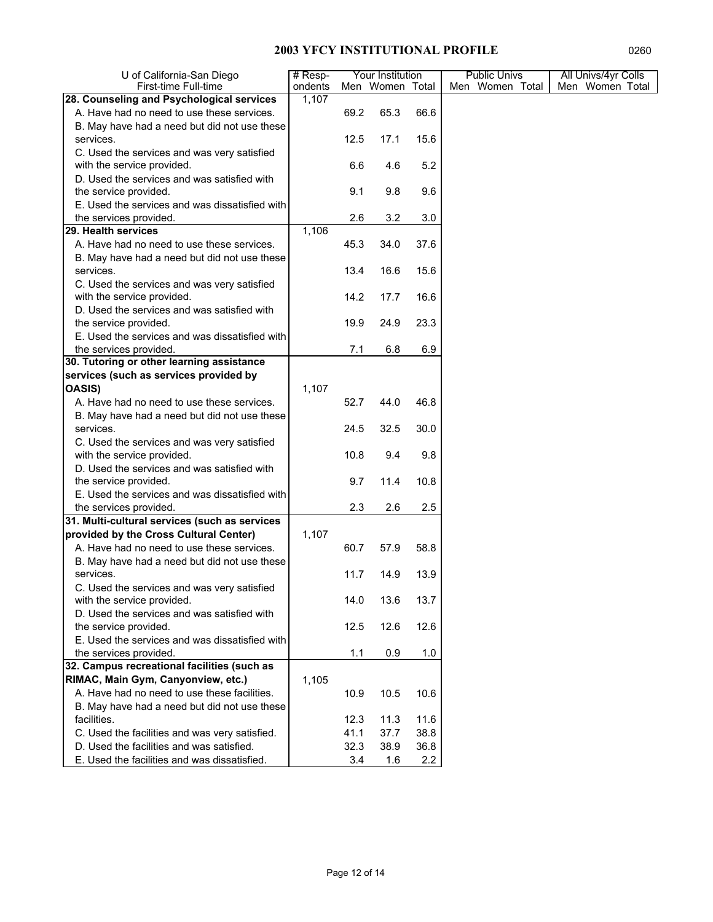## 2003 YFCY INSTITUTIONAL PROFILE

0260

| U of California-San Diego First-time Full-time | # Respondents | Your Institution | | | Public Univs | | | All Univs/4yr Colls | | |
|---|---|---|---|---|---|---|---|---|---|---|
| | | Men | Women | Total | Men | Women | Total | Men | Women | Total |
| **28. Counseling and Psychological services** | 1,107 | | | | | | | | | |
| A. Have had no need to use these services. | | 69.2 | 65.3 | 66.6 | | | | | | |
| B. May have had a need but did not use these services. | | 12.5 | 17.1 | 15.6 | | | | | | |
| C. Used the services and was very satisfied with the service provided. | | 6.6 | 4.6 | 5.2 | | | | | | |
| D. Used the services and was satisfied with the service provided. | | 9.1 | 9.8 | 9.6 | | | | | | |
| E. Used the services and was dissatisfied with the services provided. | | 2.6 | 3.2 | 3.0 | | | | | | |
| **29. Health services** | 1,106 | | | | | | | | | |
| A. Have had no need to use these services. | | 45.3 | 34.0 | 37.6 | | | | | | |
| B. May have had a need but did not use these services. | | 13.4 | 16.6 | 15.6 | | | | | | |
| C. Used the services and was very satisfied with the service provided. | | 14.2 | 17.7 | 16.6 | | | | | | |
| D. Used the services and was satisfied with the service provided. | | 19.9 | 24.9 | 23.3 | | | | | | |
| E. Used the services and was dissatisfied with the services provided. | | 7.1 | 6.8 | 6.9 | | | | | | |
| **30. Tutoring or other learning assistance services (such as services provided by OASIS)** | 1,107 | | | | | | | | | |
| A. Have had no need to use these services. | | 52.7 | 44.0 | 46.8 | | | | | | |
| B. May have had a need but did not use these services. | | 24.5 | 32.5 | 30.0 | | | | | | |
| C. Used the services and was very satisfied with the service provided. | | 10.8 | 9.4 | 9.8 | | | | | | |
| D. Used the services and was satisfied with the service provided. | | 9.7 | 11.4 | 10.8 | | | | | | |
| E. Used the services and was dissatisfied with the services provided. | | 2.3 | 2.6 | 2.5 | | | | | | |
| **31. Multi-cultural services (such as services provided by the Cross Cultural Center)** | 1,107 | | | | | | | | | |
| A. Have had no need to use these services. | | 60.7 | 57.9 | 58.8 | | | | | | |
| B. May have had a need but did not use these services. | | 11.7 | 14.9 | 13.9 | | | | | | |
| C. Used the services and was very satisfied with the service provided. | | 14.0 | 13.6 | 13.7 | | | | | | |
| D. Used the services and was satisfied with the service provided. | | 12.5 | 12.6 | 12.6 | | | | | | |
| E. Used the services and was dissatisfied with the services provided. | | 1.1 | 0.9 | 1.0 | | | | | | |
| **32. Campus recreational facilities (such as RIMAC, Main Gym, Canyonview, etc.)** | 1,105 | | | | | | | | | |
| A. Have had no need to use these facilities. | | 10.9 | 10.5 | 10.6 | | | | | | |
| B. May have had a need but did not use these facilities. | | 12.3 | 11.3 | 11.6 | | | | | | |
| C. Used the facilities and was very satisfied. | | 41.1 | 37.7 | 38.8 | | | | | | |
| D. Used the facilities and was satisfied. | | 32.3 | 38.9 | 36.8 | | | | | | |
| E. Used the facilities and was dissatisfied. | | 3.4 | 1.6 | 2.2 | | | | | | |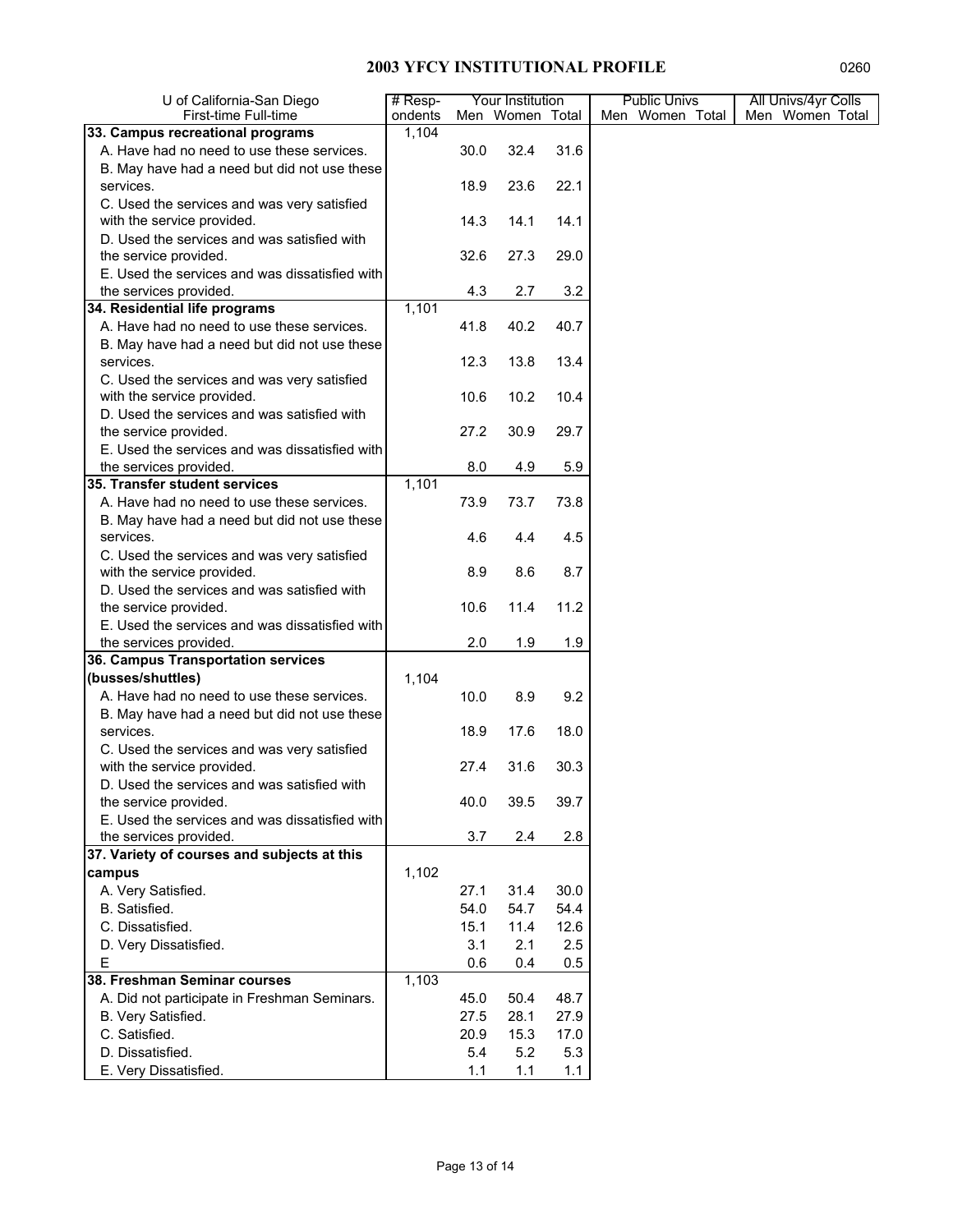## 2003 YFCY INSTITUTIONAL PROFILE

| U of California-San Diego First-time Full-time | # Respondents | Your Institution | | | Public Univs | | | All Univs/4yr Colls | | |
|---|---|---|---|---|---|---|---|---|---|---|
| | | Men | Women | Total | Men | Women | Total | Men | Women | Total |
| **33. Campus recreational programs** | 1,104 | | | | | | | | | |
| A. Have had no need to use these services. | | 30.0 | 32.4 | 31.6 | | | | | | |
| B. May have had a need but did not use these services. | | 18.9 | 23.6 | 22.1 | | | | | | |
| C. Used the services and was very satisfied with the service provided. | | 14.3 | 14.1 | 14.1 | | | | | | |
| D. Used the services and was satisfied with the service provided. | | 32.6 | 27.3 | 29.0 | | | | | | |
| E. Used the services and was dissatisfied with the services provided. | | 4.3 | 2.7 | 3.2 | | | | | | |
| **34. Residential life programs** | 1,101 | | | | | | | | | |
| A. Have had no need to use these services. | | 41.8 | 40.2 | 40.7 | | | | | | |
| B. May have had a need but did not use these services. | | 12.3 | 13.8 | 13.4 | | | | | | |
| C. Used the services and was very satisfied with the service provided. | | 10.6 | 10.2 | 10.4 | | | | | | |
| D. Used the services and was satisfied with the service provided. | | 27.2 | 30.9 | 29.7 | | | | | | |
| E. Used the services and was dissatisfied with the services provided. | | 8.0 | 4.9 | 5.9 | | | | | | |
| **35. Transfer student services** | 1,101 | | | | | | | | | |
| A. Have had no need to use these services. | | 73.9 | 73.7 | 73.8 | | | | | | |
| B. May have had a need but did not use these services. | | 4.6 | 4.4 | 4.5 | | | | | | |
| C. Used the services and was very satisfied with the service provided. | | 8.9 | 8.6 | 8.7 | | | | | | |
| D. Used the services and was satisfied with the service provided. | | 10.6 | 11.4 | 11.2 | | | | | | |
| E. Used the services and was dissatisfied with the services provided. | | 2.0 | 1.9 | 1.9 | | | | | | |
| **36. Campus Transportation services (busses/shuttles)** | 1,104 | | | | | | | | | |
| A. Have had no need to use these services. | | 10.0 | 8.9 | 9.2 | | | | | | |
| B. May have had a need but did not use these services. | | 18.9 | 17.6 | 18.0 | | | | | | |
| C. Used the services and was very satisfied with the service provided. | | 27.4 | 31.6 | 30.3 | | | | | | |
| D. Used the services and was satisfied with the service provided. | | 40.0 | 39.5 | 39.7 | | | | | | |
| E. Used the services and was dissatisfied with the services provided. | | 3.7 | 2.4 | 2.8 | | | | | | |
| **37. Variety of courses and subjects at this campus** | 1,102 | | | | | | | | | |
| A. Very Satisfied. | | 27.1 | 31.4 | 30.0 | | | | | | |
| B. Satisfied. | | 54.0 | 54.7 | 54.4 | | | | | | |
| C. Dissatisfied. | | 15.1 | 11.4 | 12.6 | | | | | | |
| D. Very Dissatisfied. | | 3.1 | 2.1 | 2.5 | | | | | | |
| E | | 0.6 | 0.4 | 0.5 | | | | | | |
| **38. Freshman Seminar courses** | 1,103 | | | | | | | | | |
| A. Did not participate in Freshman Seminars. | | 45.0 | 50.4 | 48.7 | | | | | | |
| B. Very Satisfied. | | 27.5 | 28.1 | 27.9 | | | | | | |
| C. Satisfied. | | 20.9 | 15.3 | 17.0 | | | | | | |
| D. Dissatisfied. | | 5.4 | 5.2 | 5.3 | | | | | | |
| E. Very Dissatisfied. | | 1.1 | 1.1 | 1.1 | | | | | | |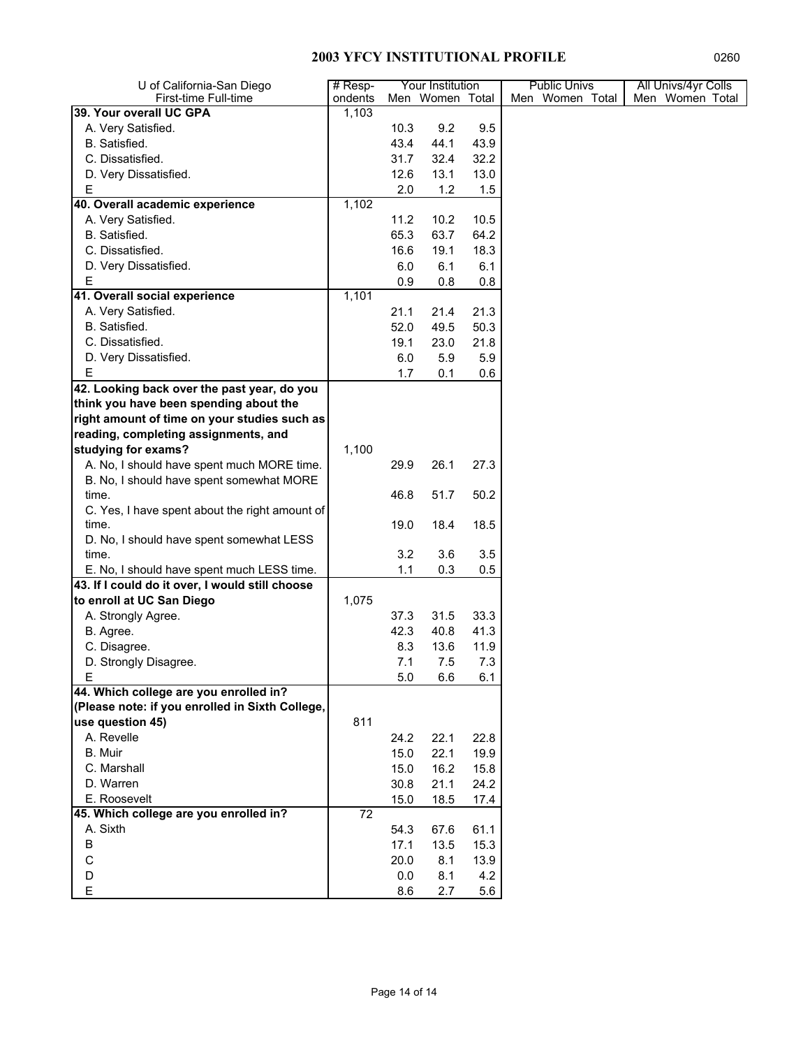# 2003 YFCY INSTITUTIONAL PROFILE

0260

| U of California-San Diego First-time Full-time | # Respondents | Your Institution | | | Public Univs | | | All Univs/4yr Colls | | |
|---|---|---|---|---|---|---|---|---|---|---|
| | | Men | Women | Total | Men | Women | Total | Men | Women | Total |
| **39. Your overall UC GPA** | 1,103 | | | | | | | | | |
| A. Very Satisfied. | | 10.3 | 9.2 | 9.5 | | | | | | |
| B. Satisfied. | | 43.4 | 44.1 | 43.9 | | | | | | |
| C. Dissatisfied. | | 31.7 | 32.4 | 32.2 | | | | | | |
| D. Very Dissatisfied. | | 12.6 | 13.1 | 13.0 | | | | | | |
| E | | 2.0 | 1.2 | 1.5 | | | | | | |
| **40. Overall academic experience** | 1,102 | | | | | | | | | |
| A. Very Satisfied. | | 11.2 | 10.2 | 10.5 | | | | | | |
| B. Satisfied. | | 65.3 | 63.7 | 64.2 | | | | | | |
| C. Dissatisfied. | | 16.6 | 19.1 | 18.3 | | | | | | |
| D. Very Dissatisfied. | | 6.0 | 6.1 | 6.1 | | | | | | |
| E | | 0.9 | 0.8 | 0.8 | | | | | | |
| **41. Overall social experience** | 1,101 | | | | | | | | | |
| A. Very Satisfied. | | 21.1 | 21.4 | 21.3 | | | | | | |
| B. Satisfied. | | 52.0 | 49.5 | 50.3 | | | | | | |
| C. Dissatisfied. | | 19.1 | 23.0 | 21.8 | | | | | | |
| D. Very Dissatisfied. | | 6.0 | 5.9 | 5.9 | | | | | | |
| E | | 1.7 | 0.1 | 0.6 | | | | | | |
| **42. Looking back over the past year, do you think you have been spending about the right amount of time on your studies such as reading, completing assignments, and studying for exams?** | 1,100 | | | | | | | | | |
| A. No, I should have spent much MORE time. | | 29.9 | 26.1 | 27.3 | | | | | | |
| B. No, I should have spent somewhat MORE time. | | 46.8 | 51.7 | 50.2 | | | | | | |
| C. Yes, I have spent about the right amount of time. | | 19.0 | 18.4 | 18.5 | | | | | | |
| D. No, I should have spent somewhat LESS time. | | 3.2 | 3.6 | 3.5 | | | | | | |
| E. No, I should have spent much LESS time. | | 1.1 | 0.3 | 0.5 | | | | | | |
| **43. If I could do it over, I would still choose to enroll at UC San Diego** | 1,075 | | | | | | | | | |
| A. Strongly Agree. | | 37.3 | 31.5 | 33.3 | | | | | | |
| B. Agree. | | 42.3 | 40.8 | 41.3 | | | | | | |
| C. Disagree. | | 8.3 | 13.6 | 11.9 | | | | | | |
| D. Strongly Disagree. | | 7.1 | 7.5 | 7.3 | | | | | | |
| E | | 5.0 | 6.6 | 6.1 | | | | | | |
| **44. Which college are you enrolled in? (Please note: if you enrolled in Sixth College, use question 45)** | 811 | | | | | | | | | |
| A. Revelle | | 24.2 | 22.1 | 22.8 | | | | | | |
| B. Muir | | 15.0 | 22.1 | 19.9 | | | | | | |
| C. Marshall | | 15.0 | 16.2 | 15.8 | | | | | | |
| D. Warren | | 30.8 | 21.1 | 24.2 | | | | | | |
| E. Roosevelt | | 15.0 | 18.5 | 17.4 | | | | | | |
| **45. Which college are you enrolled in?** | 72 | | | | | | | | | |
| A. Sixth | | 54.3 | 67.6 | 61.1 | | | | | | |
| B | | 17.1 | 13.5 | 15.3 | | | | | | |
| C | | 20.0 | 8.1 | 13.9 | | | | | | |
| D | | 0.0 | 8.1 | 4.2 | | | | | | |
| E | | 8.6 | 2.7 | 5.6 | | | | | | |